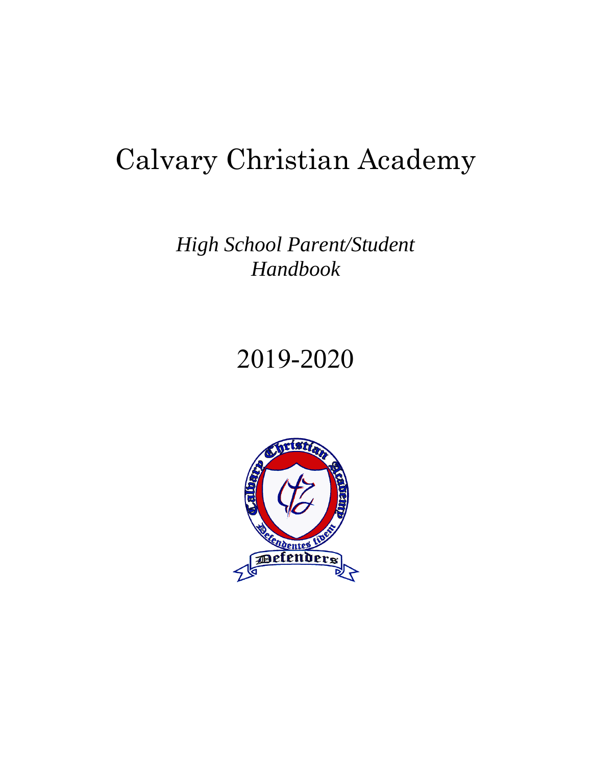# Calvary Christian Academy

*High School Parent/Student Handbook*

2019-2020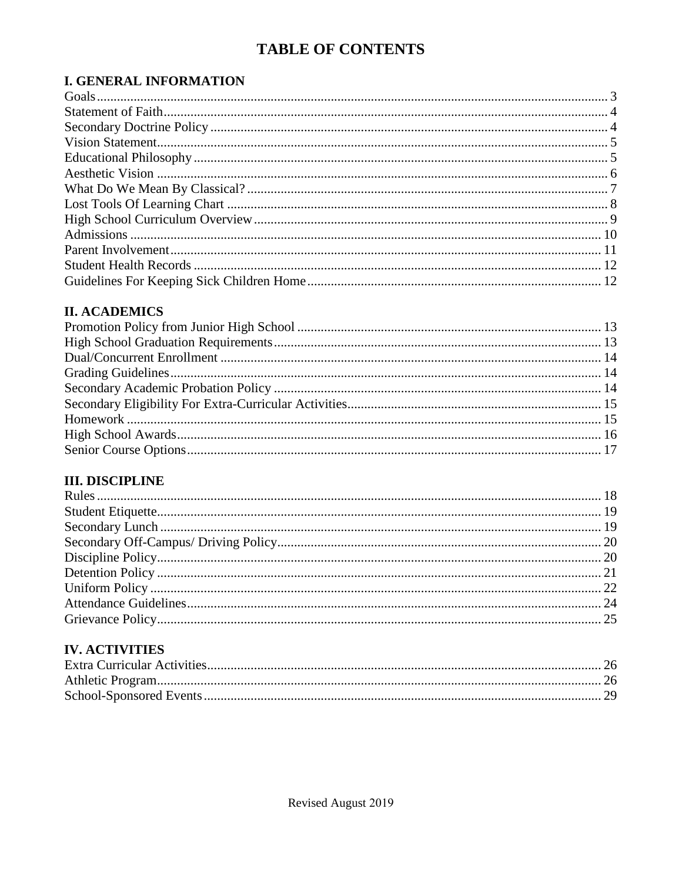# TABLE OF CONTENTS

## I. GENERAL INFORMATION

Goals .......... 3
Statement of Faith .......... 4
Secondary Doctrine Policy .......... 4
Vision Statement .......... 5
Educational Philosophy .......... 5
Aesthetic Vision .......... 6
What Do We Mean By Classical? .......... 7
Lost Tools Of Learning Chart .......... 8
High School Curriculum Overview .......... 9
Admissions .......... 10
Parent Involvement .......... 11
Student Health Records .......... 12
Guidelines For Keeping Sick Children Home .......... 12

## II. ACADEMICS

Promotion Policy from Junior High School .......... 13
High School Graduation Requirements .......... 13
Dual/Concurrent Enrollment .......... 14
Grading Guidelines .......... 14
Secondary Academic Probation Policy .......... 14
Secondary Eligibility For Extra-Curricular Activities .......... 15
Homework .......... 15
High School Awards .......... 16
Senior Course Options .......... 17

## III. DISCIPLINE

Rules .......... 18
Student Etiquette .......... 19
Secondary Lunch .......... 19
Secondary Off-Campus/ Driving Policy .......... 20
Discipline Policy .......... 20
Detention Policy .......... 21
Uniform Policy .......... 22
Attendance Guidelines .......... 24
Grievance Policy .......... 25

## IV. ACTIVITIES

Extra Curricular Activities .......... 26
Athletic Program .......... 26
School-Sponsored Events .......... 29

Revised August 2019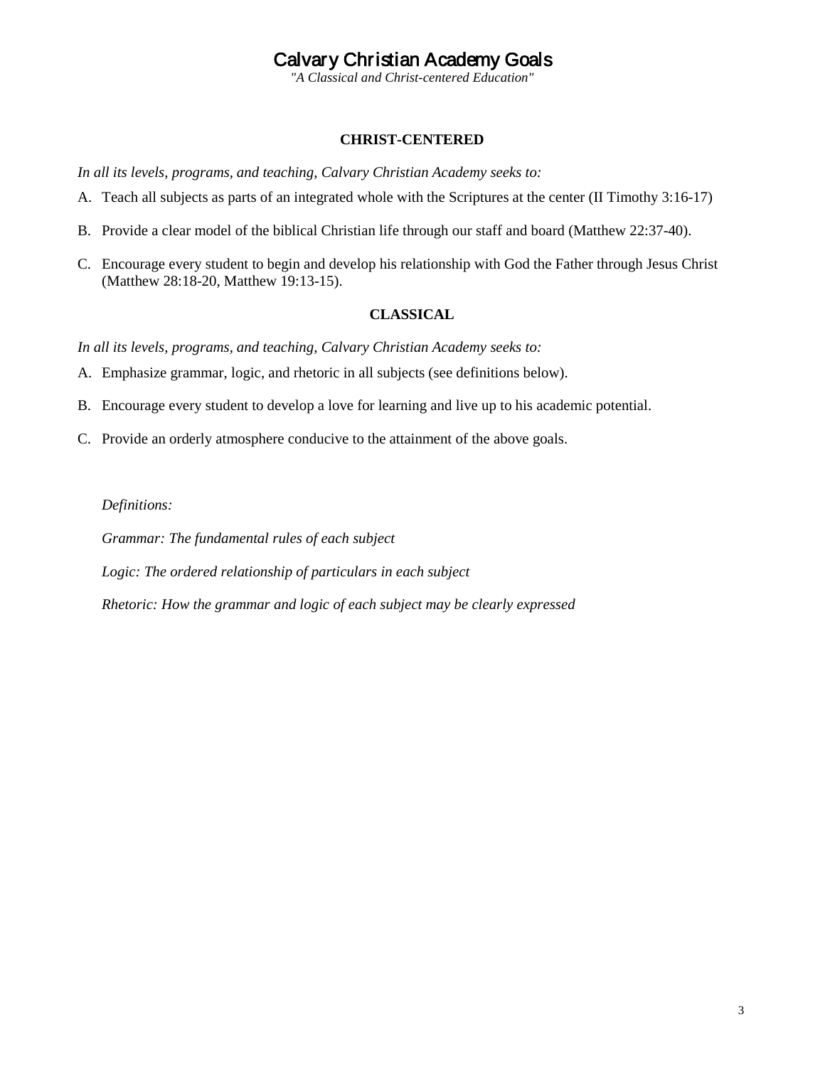# Calvary Christian Academy Goals

*"A Classical and Christ-centered Education"*

## CHRIST-CENTERED

*In all its levels, programs, and teaching, Calvary Christian Academy seeks to:*

A. Teach all subjects as parts of an integrated whole with the Scriptures at the center (II Timothy 3:16-17)

B. Provide a clear model of the biblical Christian life through our staff and board (Matthew 22:37-40).

C. Encourage every student to begin and develop his relationship with God the Father through Jesus Christ (Matthew 28:18-20, Matthew 19:13-15).

## CLASSICAL

*In all its levels, programs, and teaching, Calvary Christian Academy seeks to:*

A. Emphasize grammar, logic, and rhetoric in all subjects (see definitions below).

B. Encourage every student to develop a love for learning and live up to his academic potential.

C. Provide an orderly atmosphere conducive to the attainment of the above goals.

*Definitions:*

*Grammar: The fundamental rules of each subject*

*Logic: The ordered relationship of particulars in each subject*

*Rhetoric: How the grammar and logic of each subject may be clearly expressed*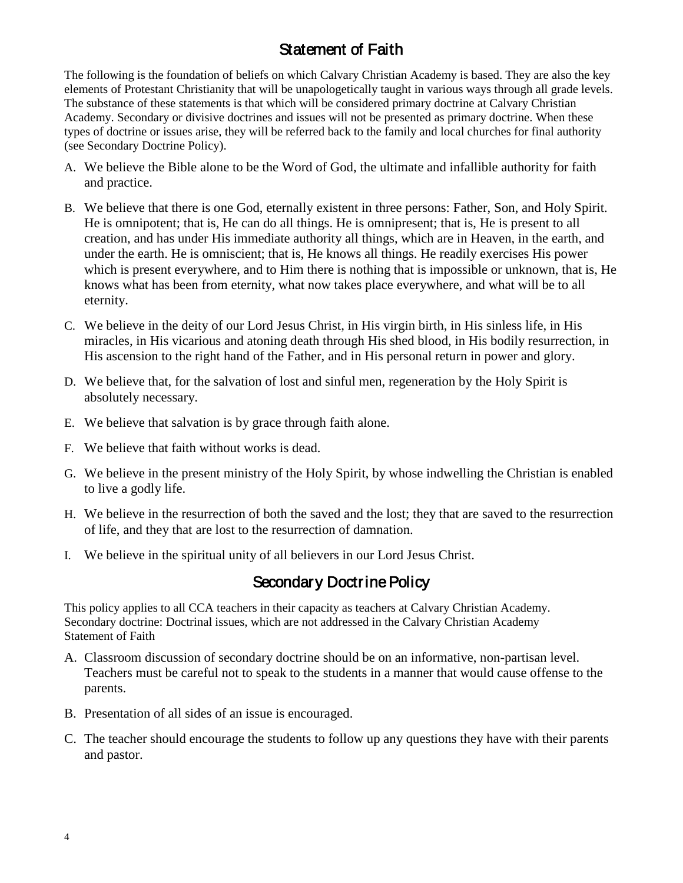## Statement of Faith

The following is the foundation of beliefs on which Calvary Christian Academy is based. They are also the key elements of Protestant Christianity that will be unapologetically taught in various ways through all grade levels. The substance of these statements is that which will be considered primary doctrine at Calvary Christian Academy. Secondary or divisive doctrines and issues will not be presented as primary doctrine. When these types of doctrine or issues arise, they will be referred back to the family and local churches for final authority (see Secondary Doctrine Policy).

A. We believe the Bible alone to be the Word of God, the ultimate and infallible authority for faith and practice.

B. We believe that there is one God, eternally existent in three persons: Father, Son, and Holy Spirit. He is omnipotent; that is, He can do all things. He is omnipresent; that is, He is present to all creation, and has under His immediate authority all things, which are in Heaven, in the earth, and under the earth. He is omniscient; that is, He knows all things. He readily exercises His power which is present everywhere, and to Him there is nothing that is impossible or unknown, that is, He knows what has been from eternity, what now takes place everywhere, and what will be to all eternity.

C. We believe in the deity of our Lord Jesus Christ, in His virgin birth, in His sinless life, in His miracles, in His vicarious and atoning death through His shed blood, in His bodily resurrection, in His ascension to the right hand of the Father, and in His personal return in power and glory.

D. We believe that, for the salvation of lost and sinful men, regeneration by the Holy Spirit is absolutely necessary.

E. We believe that salvation is by grace through faith alone.

F. We believe that faith without works is dead.

G. We believe in the present ministry of the Holy Spirit, by whose indwelling the Christian is enabled to live a godly life.

H. We believe in the resurrection of both the saved and the lost; they that are saved to the resurrection of life, and they that are lost to the resurrection of damnation.

I. We believe in the spiritual unity of all believers in our Lord Jesus Christ.

## Secondary Doctrine Policy

This policy applies to all CCA teachers in their capacity as teachers at Calvary Christian Academy.
Secondary doctrine: Doctrinal issues, which are not addressed in the Calvary Christian Academy Statement of Faith

A. Classroom discussion of secondary doctrine should be on an informative, non-partisan level. Teachers must be careful not to speak to the students in a manner that would cause offense to the parents.

B. Presentation of all sides of an issue is encouraged.

C. The teacher should encourage the students to follow up any questions they have with their parents and pastor.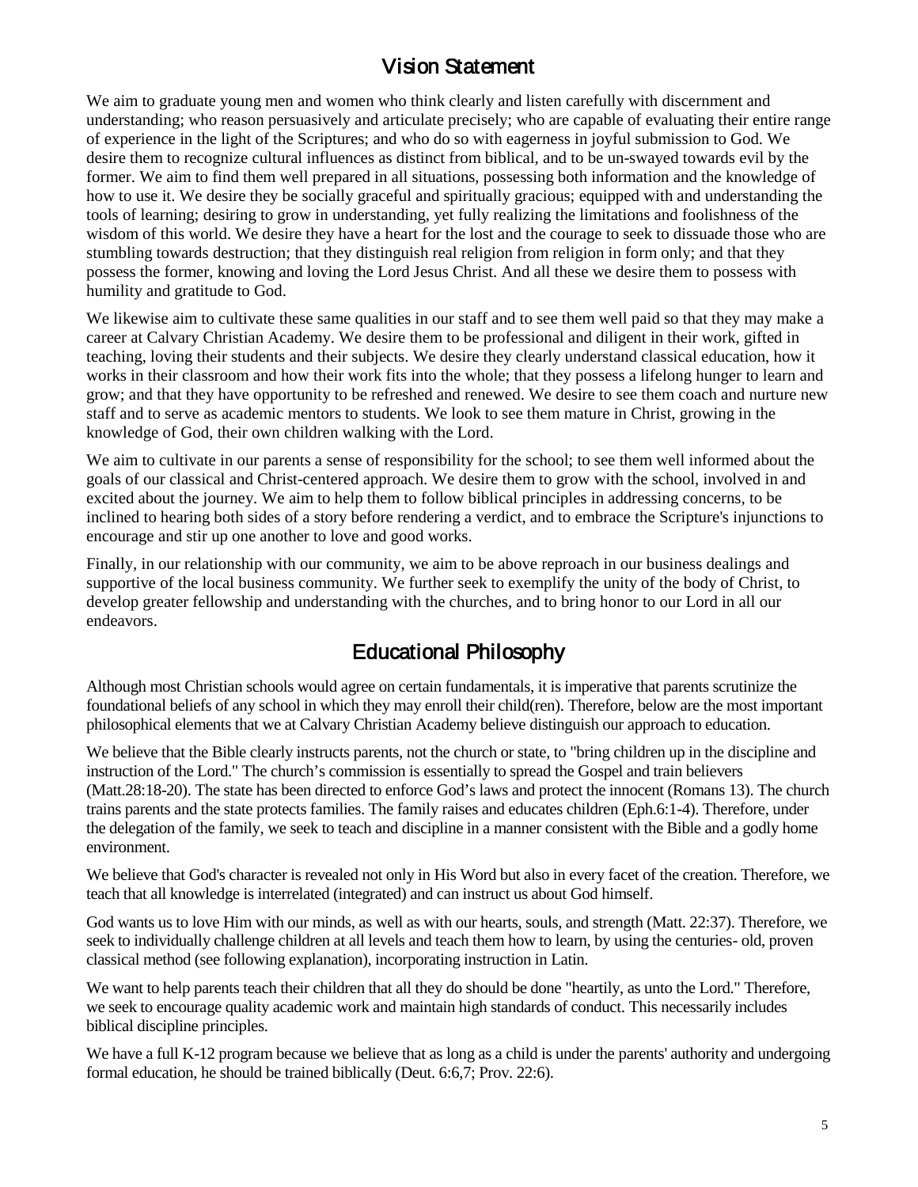## Vision Statement

We aim to graduate young men and women who think clearly and listen carefully with discernment and understanding; who reason persuasively and articulate precisely; who are capable of evaluating their entire range of experience in the light of the Scriptures; and who do so with eagerness in joyful submission to God. We desire them to recognize cultural influences as distinct from biblical, and to be un-swayed towards evil by the former. We aim to find them well prepared in all situations, possessing both information and the knowledge of how to use it. We desire they be socially graceful and spiritually gracious; equipped with and understanding the tools of learning; desiring to grow in understanding, yet fully realizing the limitations and foolishness of the wisdom of this world. We desire they have a heart for the lost and the courage to seek to dissuade those who are stumbling towards destruction; that they distinguish real religion from religion in form only; and that they possess the former, knowing and loving the Lord Jesus Christ. And all these we desire them to possess with humility and gratitude to God.

We likewise aim to cultivate these same qualities in our staff and to see them well paid so that they may make a career at Calvary Christian Academy. We desire them to be professional and diligent in their work, gifted in teaching, loving their students and their subjects. We desire they clearly understand classical education, how it works in their classroom and how their work fits into the whole; that they possess a lifelong hunger to learn and grow; and that they have opportunity to be refreshed and renewed. We desire to see them coach and nurture new staff and to serve as academic mentors to students. We look to see them mature in Christ, growing in the knowledge of God, their own children walking with the Lord.

We aim to cultivate in our parents a sense of responsibility for the school; to see them well informed about the goals of our classical and Christ-centered approach. We desire them to grow with the school, involved in and excited about the journey. We aim to help them to follow biblical principles in addressing concerns, to be inclined to hearing both sides of a story before rendering a verdict, and to embrace the Scripture's injunctions to encourage and stir up one another to love and good works.

Finally, in our relationship with our community, we aim to be above reproach in our business dealings and supportive of the local business community. We further seek to exemplify the unity of the body of Christ, to develop greater fellowship and understanding with the churches, and to bring honor to our Lord in all our endeavors.

## Educational Philosophy

Although most Christian schools would agree on certain fundamentals, it is imperative that parents scrutinize the foundational beliefs of any school in which they may enroll their child(ren). Therefore, below are the most important philosophical elements that we at Calvary Christian Academy believe distinguish our approach to education.

We believe that the Bible clearly instructs parents, not the church or state, to "bring children up in the discipline and instruction of the Lord." The church's commission is essentially to spread the Gospel and train believers (Matt.28:18-20). The state has been directed to enforce God's laws and protect the innocent (Romans 13). The church trains parents and the state protects families. The family raises and educates children (Eph.6:1-4). Therefore, under the delegation of the family, we seek to teach and discipline in a manner consistent with the Bible and a godly home environment.

We believe that God's character is revealed not only in His Word but also in every facet of the creation. Therefore, we teach that all knowledge is interrelated (integrated) and can instruct us about God himself.

God wants us to love Him with our minds, as well as with our hearts, souls, and strength (Matt. 22:37). Therefore, we seek to individually challenge children at all levels and teach them how to learn, by using the centuries- old, proven classical method (see following explanation), incorporating instruction in Latin.

We want to help parents teach their children that all they do should be done "heartily, as unto the Lord." Therefore, we seek to encourage quality academic work and maintain high standards of conduct. This necessarily includes biblical discipline principles.

We have a full K-12 program because we believe that as long as a child is under the parents' authority and undergoing formal education, he should be trained biblically (Deut. 6:6,7; Prov. 22:6).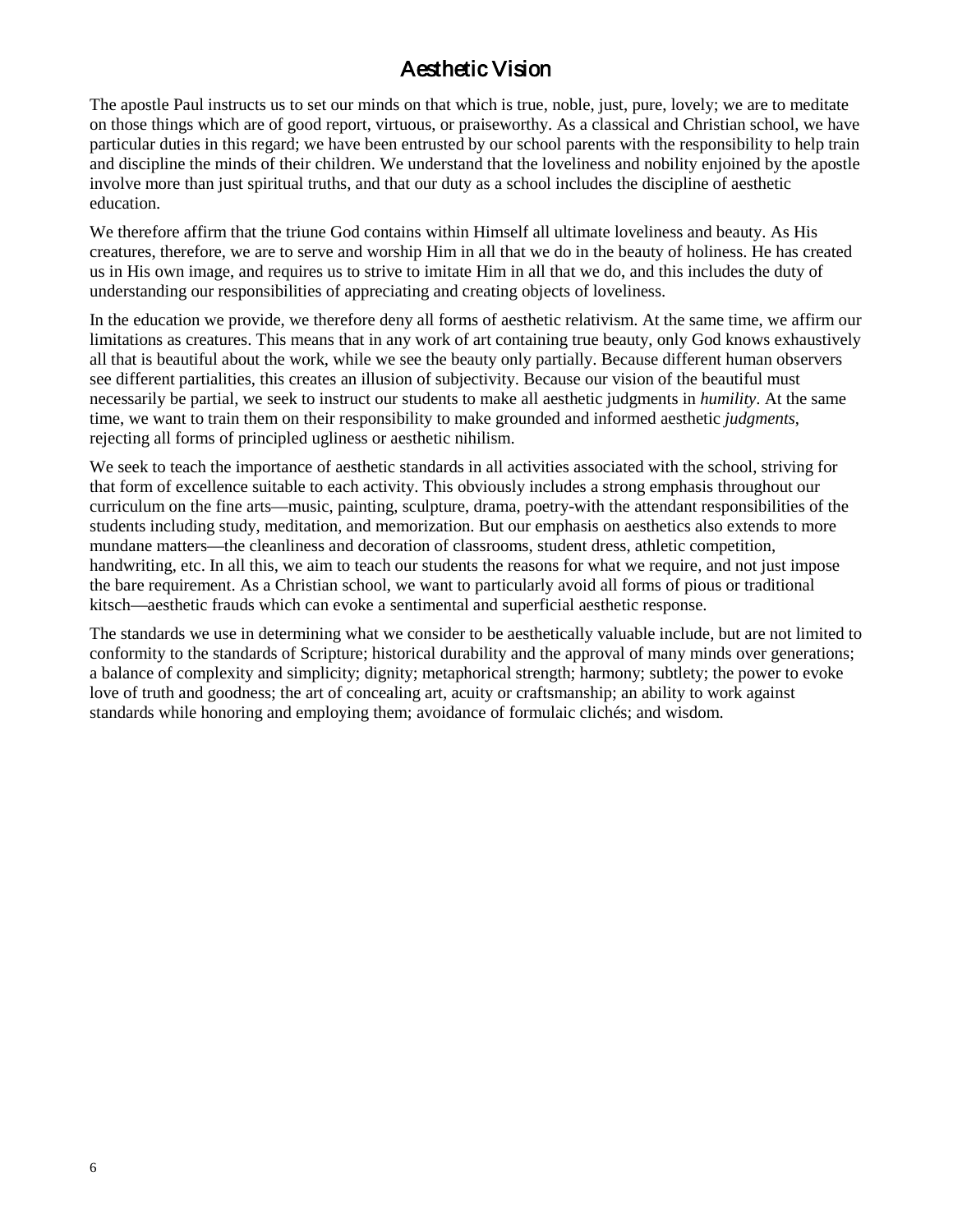# Aesthetic Vision

The apostle Paul instructs us to set our minds on that which is true, noble, just, pure, lovely; we are to meditate on those things which are of good report, virtuous, or praiseworthy. As a classical and Christian school, we have particular duties in this regard; we have been entrusted by our school parents with the responsibility to help train and discipline the minds of their children. We understand that the loveliness and nobility enjoined by the apostle involve more than just spiritual truths, and that our duty as a school includes the discipline of aesthetic education.

We therefore affirm that the triune God contains within Himself all ultimate loveliness and beauty. As His creatures, therefore, we are to serve and worship Him in all that we do in the beauty of holiness. He has created us in His own image, and requires us to strive to imitate Him in all that we do, and this includes the duty of understanding our responsibilities of appreciating and creating objects of loveliness.

In the education we provide, we therefore deny all forms of aesthetic relativism. At the same time, we affirm our limitations as creatures. This means that in any work of art containing true beauty, only God knows exhaustively all that is beautiful about the work, while we see the beauty only partially. Because different human observers see different partialities, this creates an illusion of subjectivity. Because our vision of the beautiful must necessarily be partial, we seek to instruct our students to make all aesthetic judgments in *humility*. At the same time, we want to train them on their responsibility to make grounded and informed aesthetic *judgments*, rejecting all forms of principled ugliness or aesthetic nihilism.

We seek to teach the importance of aesthetic standards in all activities associated with the school, striving for that form of excellence suitable to each activity. This obviously includes a strong emphasis throughout our curriculum on the fine arts—music, painting, sculpture, drama, poetry-with the attendant responsibilities of the students including study, meditation, and memorization. But our emphasis on aesthetics also extends to more mundane matters—the cleanliness and decoration of classrooms, student dress, athletic competition, handwriting, etc. In all this, we aim to teach our students the reasons for what we require, and not just impose the bare requirement. As a Christian school, we want to particularly avoid all forms of pious or traditional kitsch—aesthetic frauds which can evoke a sentimental and superficial aesthetic response.

The standards we use in determining what we consider to be aesthetically valuable include, but are not limited to conformity to the standards of Scripture; historical durability and the approval of many minds over generations; a balance of complexity and simplicity; dignity; metaphorical strength; harmony; subtlety; the power to evoke love of truth and goodness; the art of concealing art, acuity or craftsmanship; an ability to work against standards while honoring and employing them; avoidance of formulaic clichés; and wisdom.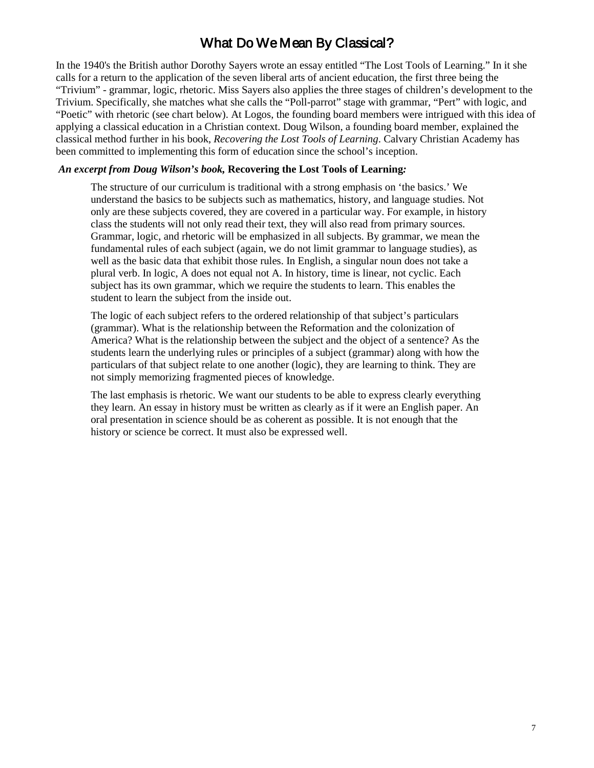# What Do We Mean By Classical?

In the 1940's the British author Dorothy Sayers wrote an essay entitled "The Lost Tools of Learning." In it she calls for a return to the application of the seven liberal arts of ancient education, the first three being the "Trivium" - grammar, logic, rhetoric. Miss Sayers also applies the three stages of children's development to the Trivium. Specifically, she matches what she calls the "Poll-parrot" stage with grammar, "Pert" with logic, and "Poetic" with rhetoric (see chart below). At Logos, the founding board members were intrigued with this idea of applying a classical education in a Christian context. Doug Wilson, a founding board member, explained the classical method further in his book, *Recovering the Lost Tools of Learning*. Calvary Christian Academy has been committed to implementing this form of education since the school's inception.

***An excerpt from Doug Wilson's book,*** **Recovering the Lost Tools of Learning*:***

> The structure of our curriculum is traditional with a strong emphasis on 'the basics.' We understand the basics to be subjects such as mathematics, history, and language studies. Not only are these subjects covered, they are covered in a particular way. For example, in history class the students will not only read their text, they will also read from primary sources. Grammar, logic, and rhetoric will be emphasized in all subjects. By grammar, we mean the fundamental rules of each subject (again, we do not limit grammar to language studies), as well as the basic data that exhibit those rules. In English, a singular noun does not take a plural verb. In logic, A does not equal not A. In history, time is linear, not cyclic. Each subject has its own grammar, which we require the students to learn. This enables the student to learn the subject from the inside out.
>
> The logic of each subject refers to the ordered relationship of that subject's particulars (grammar). What is the relationship between the Reformation and the colonization of America? What is the relationship between the subject and the object of a sentence? As the students learn the underlying rules or principles of a subject (grammar) along with how the particulars of that subject relate to one another (logic), they are learning to think. They are not simply memorizing fragmented pieces of knowledge.
>
> The last emphasis is rhetoric. We want our students to be able to express clearly everything they learn. An essay in history must be written as clearly as if it were an English paper. An oral presentation in science should be as coherent as possible. It is not enough that the history or science be correct. It must also be expressed well.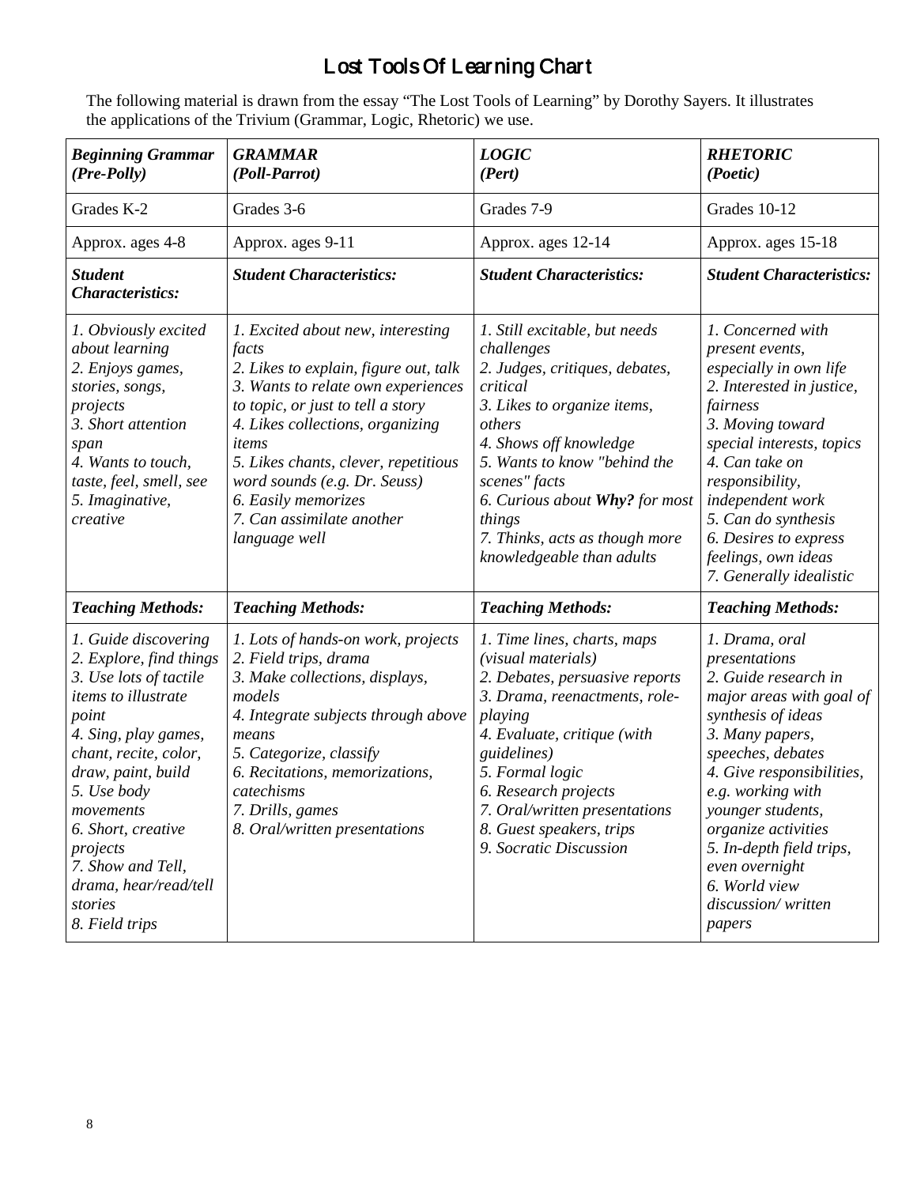# Lost Tools Of Learning Chart

The following material is drawn from the essay "The Lost Tools of Learning" by Dorothy Sayers. It illustrates the applications of the Trivium (Grammar, Logic, Rhetoric) we use.

| ***Beginning Grammar (Pre-Polly)*** | ***GRAMMAR (Poll-Parrot)*** | ***LOGIC (Pert)*** | ***RHETORIC (Poetic)*** |
|---|---|---|---|
| Grades K-2 | Grades 3-6 | Grades 7-9 | Grades 10-12 |
| Approx. ages 4-8 | Approx. ages 9-11 | Approx. ages 12-14 | Approx. ages 15-18 |
| ***Student Characteristics:*** | ***Student Characteristics:*** | ***Student Characteristics:*** | ***Student Characteristics:*** |
| *1. Obviously excited about learning*<br>*2. Enjoys games, stories, songs, projects*<br>*3. Short attention span*<br>*4. Wants to touch, taste, feel, smell, see*<br>*5. Imaginative, creative* | *1. Excited about new, interesting facts*<br>*2. Likes to explain, figure out, talk*<br>*3. Wants to relate own experiences to topic, or just to tell a story*<br>*4. Likes collections, organizing items*<br>*5. Likes chants, clever, repetitious word sounds (e.g. Dr. Seuss)*<br>*6. Easily memorizes*<br>*7. Can assimilate another language well* | *1. Still excitable, but needs challenges*<br>*2. Judges, critiques, debates, critical*<br>*3. Likes to organize items, others*<br>*4. Shows off knowledge*<br>*5. Wants to know "behind the scenes" facts*<br>*6. Curious about **Why?** for most things*<br>*7. Thinks, acts as though more knowledgeable than adults* | *1. Concerned with present events, especially in own life*<br>*2. Interested in justice, fairness*<br>*3. Moving toward special interests, topics*<br>*4. Can take on responsibility, independent work*<br>*5. Can do synthesis*<br>*6. Desires to express feelings, own ideas*<br>*7. Generally idealistic* |
| ***Teaching Methods:*** | ***Teaching Methods:*** | ***Teaching Methods:*** | ***Teaching Methods:*** |
| *1. Guide discovering*<br>*2. Explore, find things*<br>*3. Use lots of tactile items to illustrate point*<br>*4. Sing, play games, chant, recite, color, draw, paint, build*<br>*5. Use body movements*<br>*6. Short, creative projects*<br>*7. Show and Tell, drama, hear/read/tell stories*<br>*8. Field trips* | *1. Lots of hands-on work, projects*<br>*2. Field trips, drama*<br>*3. Make collections, displays, models*<br>*4. Integrate subjects through above means*<br>*5. Categorize, classify*<br>*6. Recitations, memorizations, catechisms*<br>*7. Drills, games*<br>*8. Oral/written presentations* | *1. Time lines, charts, maps (visual materials)*<br>*2. Debates, persuasive reports*<br>*3. Drama, reenactments, role-playing*<br>*4. Evaluate, critique (with guidelines)*<br>*5. Formal logic*<br>*6. Research projects*<br>*7. Oral/written presentations*<br>*8. Guest speakers, trips*<br>*9. Socratic Discussion* | *1. Drama, oral presentations*<br>*2. Guide research in major areas with goal of synthesis of ideas*<br>*3. Many papers, speeches, debates*<br>*4. Give responsibilities, e.g. working with younger students, organize activities*<br>*5. In-depth field trips, even overnight*<br>*6. World view discussion/ written papers* |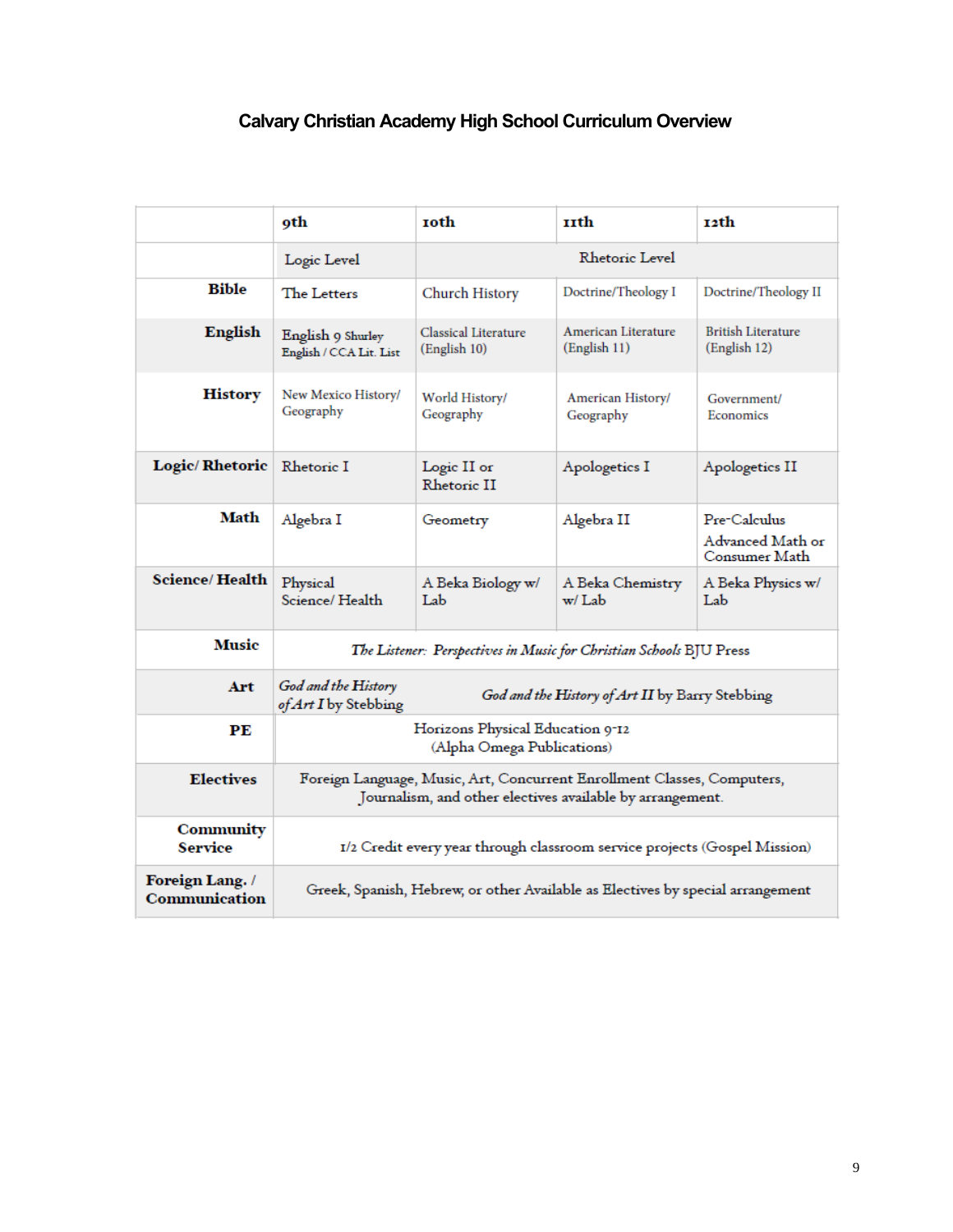# Calvary Christian Academy High School Curriculum Overview

| | 9th | 10th | 11th | 12th |
|---|---|---|---|---|
| | Logic Level | Rhetoric Level | | |
| **Bible** | The Letters | Church History | Doctrine/Theology I | Doctrine/Theology II |
| **English** | English 9 Shurley English / CCA Lit. List | Classical Literature (English 10) | American Literature (English 11) | British Literature (English 12) |
| **History** | New Mexico History/ Geography | World History/ Geography | American History/ Geography | Government/ Economics |
| **Logic/ Rhetoric** | Rhetoric I | Logic II or Rhetoric II | Apologetics I | Apologetics II |
| **Math** | Algebra I | Geometry | Algebra II | Pre-Calculus Advanced Math or Consumer Math |
| **Science/ Health** | Physical Science/ Health | A Beka Biology w/ Lab | A Beka Chemistry w/ Lab | A Beka Physics w/ Lab |
| **Music** | *The Listener: Perspectives in Music for Christian Schools* BJU Press | | | |
| **Art** | *God and the History of Art I* by Stebbing | *God and the History of Art II* by Barry Stebbing | | |
| **PE** | Horizons Physical Education 9-12 (Alpha Omega Publications) | | | |
| **Electives** | Foreign Language, Music, Art, Concurrent Enrollment Classes, Computers, Journalism, and other electives available by arrangement. | | | |
| **Community Service** | 1/2 Credit every year through classroom service projects (Gospel Mission) | | | |
| **Foreign Lang. / Communication** | Greek, Spanish, Hebrew, or other Available as Electives by special arrangement | | | |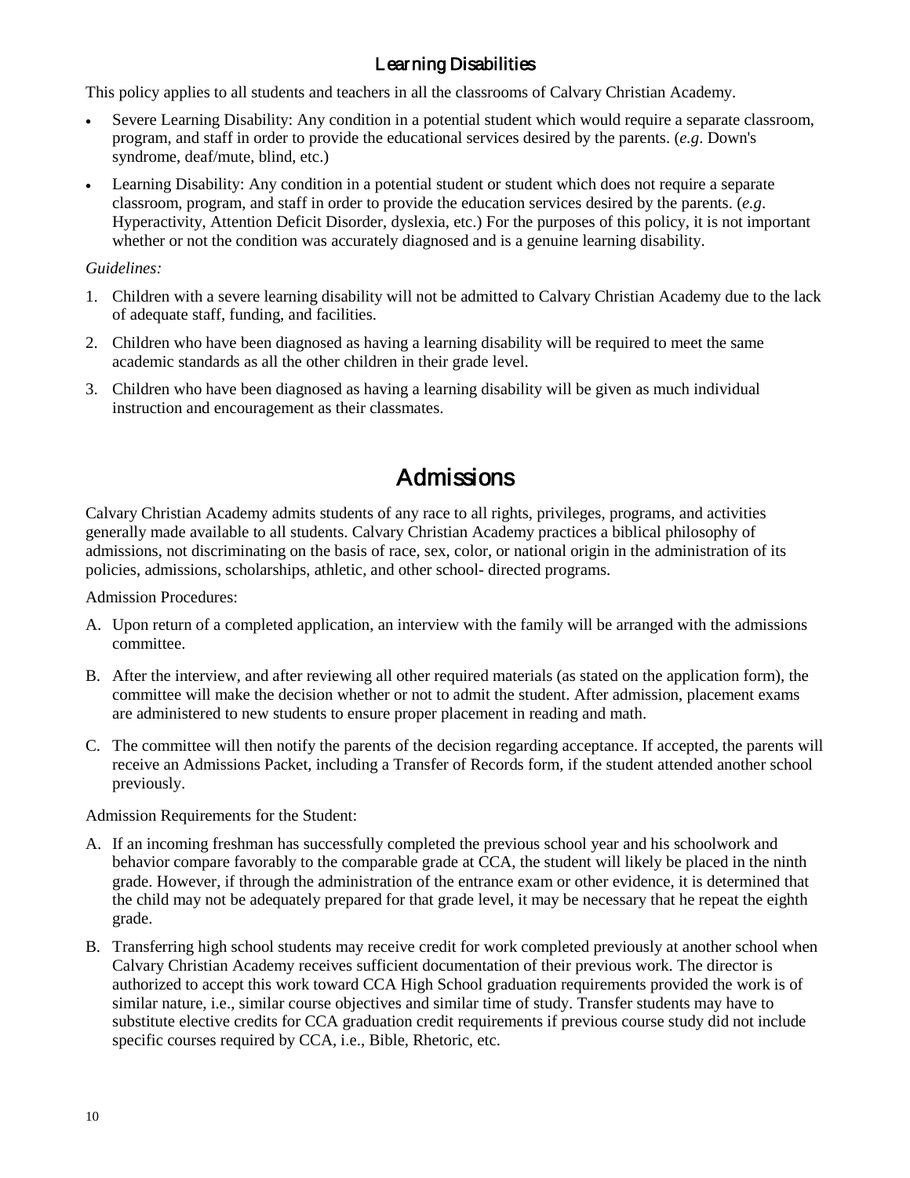### Learning Disabilities

This policy applies to all students and teachers in all the classrooms of Calvary Christian Academy.

- Severe Learning Disability: Any condition in a potential student which would require a separate classroom, program, and staff in order to provide the educational services desired by the parents. (*e.g*. Down's syndrome, deaf/mute, blind, etc.)
- Learning Disability: Any condition in a potential student or student which does not require a separate classroom, program, and staff in order to provide the education services desired by the parents. (*e.g*. Hyperactivity, Attention Deficit Disorder, dyslexia, etc.) For the purposes of this policy, it is not important whether or not the condition was accurately diagnosed and is a genuine learning disability.

*Guidelines:*

1. Children with a severe learning disability will not be admitted to Calvary Christian Academy due to the lack of adequate staff, funding, and facilities.
2. Children who have been diagnosed as having a learning disability will be required to meet the same academic standards as all the other children in their grade level.
3. Children who have been diagnosed as having a learning disability will be given as much individual instruction and encouragement as their classmates.

## Admissions

Calvary Christian Academy admits students of any race to all rights, privileges, programs, and activities generally made available to all students. Calvary Christian Academy practices a biblical philosophy of admissions, not discriminating on the basis of race, sex, color, or national origin in the administration of its policies, admissions, scholarships, athletic, and other school- directed programs.

Admission Procedures:

A. Upon return of a completed application, an interview with the family will be arranged with the admissions committee.

B. After the interview, and after reviewing all other required materials (as stated on the application form), the committee will make the decision whether or not to admit the student. After admission, placement exams are administered to new students to ensure proper placement in reading and math.

C. The committee will then notify the parents of the decision regarding acceptance. If accepted, the parents will receive an Admissions Packet, including a Transfer of Records form, if the student attended another school previously.

Admission Requirements for the Student:

A. If an incoming freshman has successfully completed the previous school year and his schoolwork and behavior compare favorably to the comparable grade at CCA, the student will likely be placed in the ninth grade. However, if through the administration of the entrance exam or other evidence, it is determined that the child may not be adequately prepared for that grade level, it may be necessary that he repeat the eighth grade.

B. Transferring high school students may receive credit for work completed previously at another school when Calvary Christian Academy receives sufficient documentation of their previous work. The director is authorized to accept this work toward CCA High School graduation requirements provided the work is of similar nature, i.e., similar course objectives and similar time of study. Transfer students may have to substitute elective credits for CCA graduation credit requirements if previous course study did not include specific courses required by CCA, i.e., Bible, Rhetoric, etc.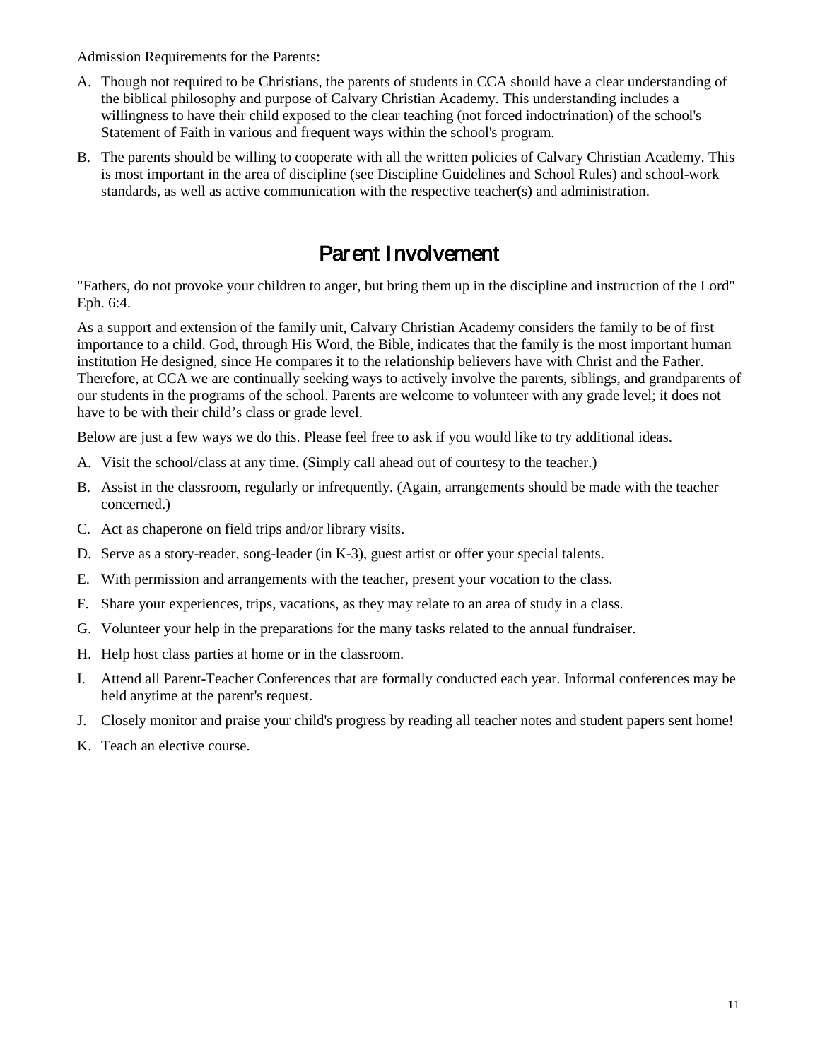Admission Requirements for the Parents:

A. Though not required to be Christians, the parents of students in CCA should have a clear understanding of the biblical philosophy and purpose of Calvary Christian Academy. This understanding includes a willingness to have their child exposed to the clear teaching (not forced indoctrination) of the school's Statement of Faith in various and frequent ways within the school's program.

B. The parents should be willing to cooperate with all the written policies of Calvary Christian Academy. This is most important in the area of discipline (see Discipline Guidelines and School Rules) and school-work standards, as well as active communication with the respective teacher(s) and administration.

## Parent Involvement

"Fathers, do not provoke your children to anger, but bring them up in the discipline and instruction of the Lord" Eph. 6:4.

As a support and extension of the family unit, Calvary Christian Academy considers the family to be of first importance to a child. God, through His Word, the Bible, indicates that the family is the most important human institution He designed, since He compares it to the relationship believers have with Christ and the Father. Therefore, at CCA we are continually seeking ways to actively involve the parents, siblings, and grandparents of our students in the programs of the school. Parents are welcome to volunteer with any grade level; it does not have to be with their child's class or grade level.

Below are just a few ways we do this. Please feel free to ask if you would like to try additional ideas.

A. Visit the school/class at any time. (Simply call ahead out of courtesy to the teacher.)

B. Assist in the classroom, regularly or infrequently. (Again, arrangements should be made with the teacher concerned.)

C. Act as chaperone on field trips and/or library visits.

D. Serve as a story-reader, song-leader (in K-3), guest artist or offer your special talents.

E. With permission and arrangements with the teacher, present your vocation to the class.

F. Share your experiences, trips, vacations, as they may relate to an area of study in a class.

G. Volunteer your help in the preparations for the many tasks related to the annual fundraiser.

H. Help host class parties at home or in the classroom.

I. Attend all Parent-Teacher Conferences that are formally conducted each year. Informal conferences may be held anytime at the parent's request.

J. Closely monitor and praise your child's progress by reading all teacher notes and student papers sent home!

K. Teach an elective course.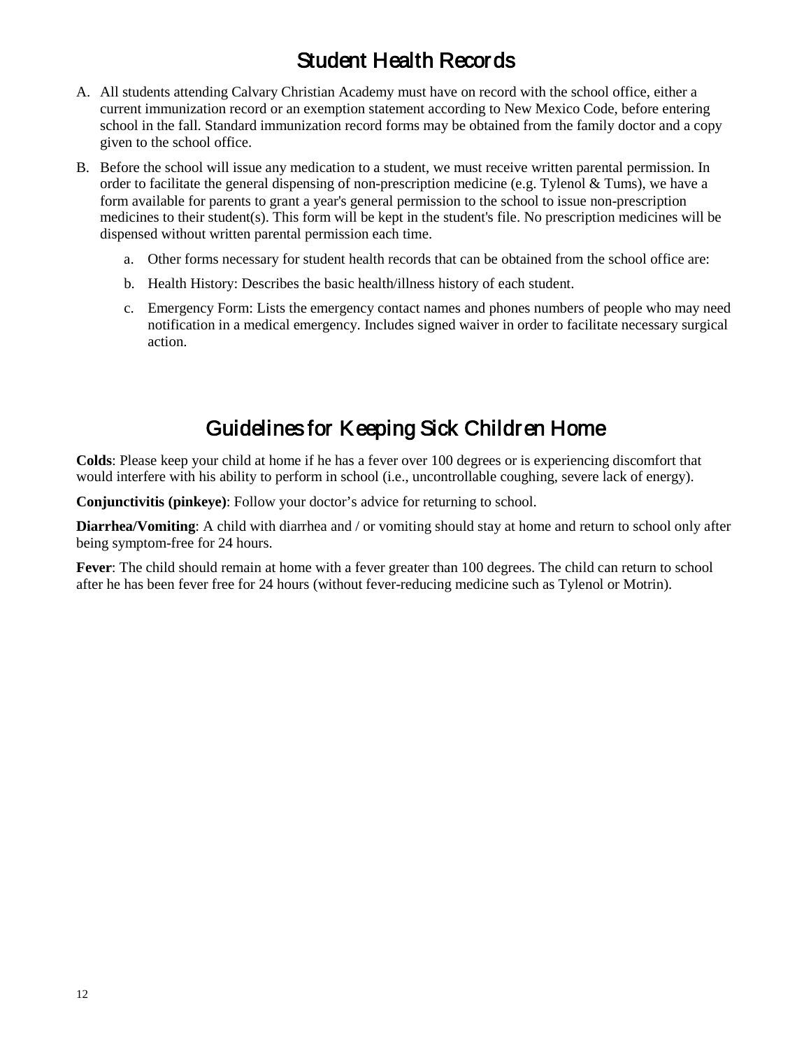# Student Health Records

A. All students attending Calvary Christian Academy must have on record with the school office, either a current immunization record or an exemption statement according to New Mexico Code, before entering school in the fall. Standard immunization record forms may be obtained from the family doctor and a copy given to the school office.

B. Before the school will issue any medication to a student, we must receive written parental permission. In order to facilitate the general dispensing of non-prescription medicine (e.g. Tylenol & Tums), we have a form available for parents to grant a year's general permission to the school to issue non-prescription medicines to their student(s). This form will be kept in the student's file. No prescription medicines will be dispensed without written parental permission each time.

   a. Other forms necessary for student health records that can be obtained from the school office are:

   b. Health History: Describes the basic health/illness history of each student.

   c. Emergency Form: Lists the emergency contact names and phones numbers of people who may need notification in a medical emergency. Includes signed waiver in order to facilitate necessary surgical action.

# Guidelines for Keeping Sick Children Home

**Colds**: Please keep your child at home if he has a fever over 100 degrees or is experiencing discomfort that would interfere with his ability to perform in school (i.e., uncontrollable coughing, severe lack of energy).

**Conjunctivitis (pinkeye)**: Follow your doctor's advice for returning to school.

**Diarrhea/Vomiting**: A child with diarrhea and / or vomiting should stay at home and return to school only after being symptom-free for 24 hours.

**Fever**: The child should remain at home with a fever greater than 100 degrees. The child can return to school after he has been fever free for 24 hours (without fever-reducing medicine such as Tylenol or Motrin).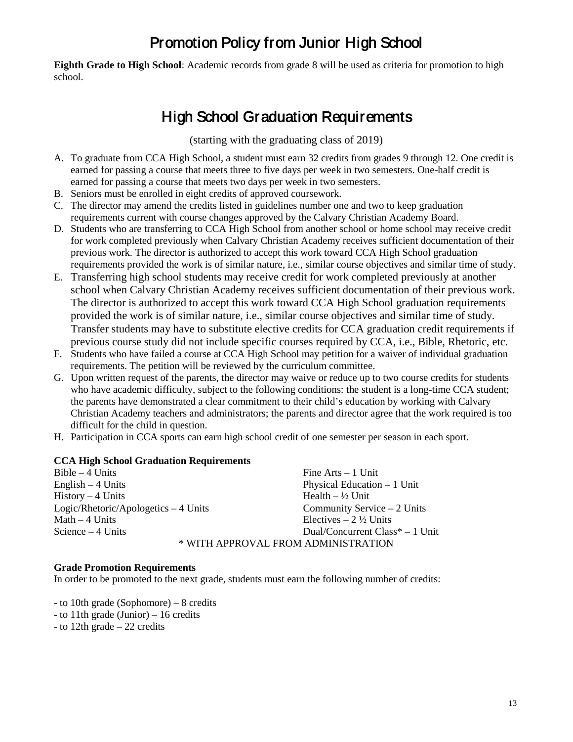# Promotion Policy from Junior High School

**Eighth Grade to High School**: Academic records from grade 8 will be used as criteria for promotion to high school.

# High School Graduation Requirements

(starting with the graduating class of 2019)

A. To graduate from CCA High School, a student must earn 32 credits from grades 9 through 12. One credit is earned for passing a course that meets three to five days per week in two semesters. One-half credit is earned for passing a course that meets two days per week in two semesters.
B. Seniors must be enrolled in eight credits of approved coursework.
C. The director may amend the credits listed in guidelines number one and two to keep graduation requirements current with course changes approved by the Calvary Christian Academy Board.
D. Students who are transferring to CCA High School from another school or home school may receive credit for work completed previously when Calvary Christian Academy receives sufficient documentation of their previous work. The director is authorized to accept this work toward CCA High School graduation requirements provided the work is of similar nature, i.e., similar course objectives and similar time of study.
E. Transferring high school students may receive credit for work completed previously at another school when Calvary Christian Academy receives sufficient documentation of their previous work. The director is authorized to accept this work toward CCA High School graduation requirements provided the work is of similar nature, i.e., similar course objectives and similar time of study. Transfer students may have to substitute elective credits for CCA graduation credit requirements if previous course study did not include specific courses required by CCA, i.e., Bible, Rhetoric, etc.
F. Students who have failed a course at CCA High School may petition for a waiver of individual graduation requirements. The petition will be reviewed by the curriculum committee.
G. Upon written request of the parents, the director may waive or reduce up to two course credits for students who have academic difficulty, subject to the following conditions: the student is a long-time CCA student; the parents have demonstrated a clear commitment to their child's education by working with Calvary Christian Academy teachers and administrators; the parents and director agree that the work required is too difficult for the child in question.
H. Participation in CCA sports can earn high school credit of one semester per season in each sport.

**CCA High School Graduation Requirements**

Bible – 4 Units
English – 4 Units
History – 4 Units
Logic/Rhetoric/Apologetics – 4 Units
Math – 4 Units
Science – 4 Units
Fine Arts – 1 Unit
Physical Education – 1 Unit
Health – ½ Unit
Community Service – 2 Units
Electives – 2 ½ Units
Dual/Concurrent Class* – 1 Unit

\* WITH APPROVAL FROM ADMINISTRATION

**Grade Promotion Requirements**

In order to be promoted to the next grade, students must earn the following number of credits:

- to 10th grade (Sophomore) – 8 credits
- to 11th grade (Junior) – 16 credits
- to 12th grade – 22 credits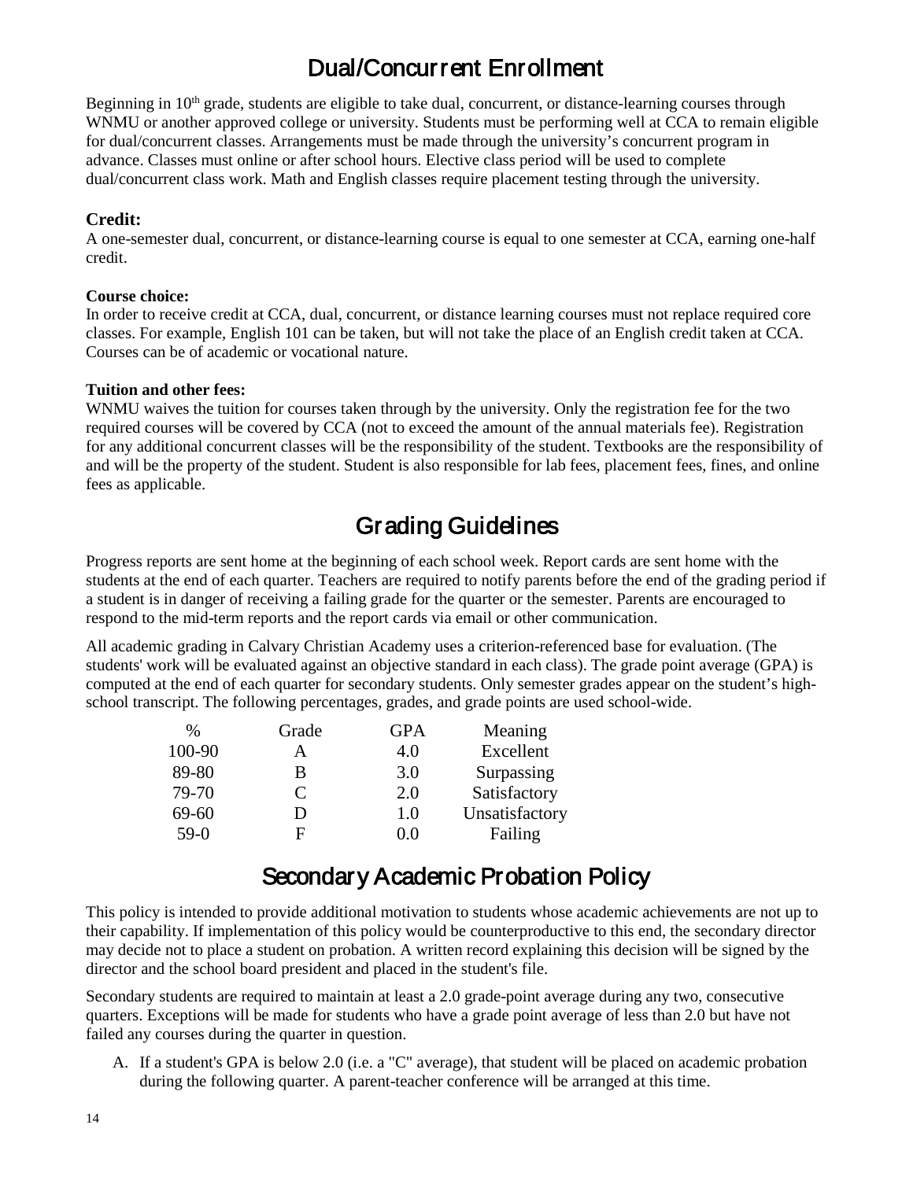# Dual/Concurrent Enrollment

Beginning in 10th grade, students are eligible to take dual, concurrent, or distance-learning courses through WNMU or another approved college or university. Students must be performing well at CCA to remain eligible for dual/concurrent classes. Arrangements must be made through the university's concurrent program in advance. Classes must online or after school hours. Elective class period will be used to complete dual/concurrent class work. Math and English classes require placement testing through the university.

### Credit:

A one-semester dual, concurrent, or distance-learning course is equal to one semester at CCA, earning one-half credit.

**Course choice:**

In order to receive credit at CCA, dual, concurrent, or distance learning courses must not replace required core classes. For example, English 101 can be taken, but will not take the place of an English credit taken at CCA. Courses can be of academic or vocational nature.

**Tuition and other fees:**

WNMU waives the tuition for courses taken through by the university. Only the registration fee for the two required courses will be covered by CCA (not to exceed the amount of the annual materials fee). Registration for any additional concurrent classes will be the responsibility of the student. Textbooks are the responsibility of and will be the property of the student. Student is also responsible for lab fees, placement fees, fines, and online fees as applicable.

# Grading Guidelines

Progress reports are sent home at the beginning of each school week. Report cards are sent home with the students at the end of each quarter. Teachers are required to notify parents before the end of the grading period if a student is in danger of receiving a failing grade for the quarter or the semester. Parents are encouraged to respond to the mid-term reports and the report cards via email or other communication.

All academic grading in Calvary Christian Academy uses a criterion-referenced base for evaluation. (The students' work will be evaluated against an objective standard in each class). The grade point average (GPA) is computed at the end of each quarter for secondary students. Only semester grades appear on the student's high-school transcript. The following percentages, grades, and grade points are used school-wide.

| % | Grade | GPA | Meaning |
|---|---|---|---|
| 100-90 | A | 4.0 | Excellent |
| 89-80 | B | 3.0 | Surpassing |
| 79-70 | C | 2.0 | Satisfactory |
| 69-60 | D | 1.0 | Unsatisfactory |
| 59-0 | F | 0.0 | Failing |

# Secondary Academic Probation Policy

This policy is intended to provide additional motivation to students whose academic achievements are not up to their capability. If implementation of this policy would be counterproductive to this end, the secondary director may decide not to place a student on probation. A written record explaining this decision will be signed by the director and the school board president and placed in the student's file.

Secondary students are required to maintain at least a 2.0 grade-point average during any two, consecutive quarters. Exceptions will be made for students who have a grade point average of less than 2.0 but have not failed any courses during the quarter in question.

A. If a student's GPA is below 2.0 (i.e. a "C" average), that student will be placed on academic probation during the following quarter. A parent-teacher conference will be arranged at this time.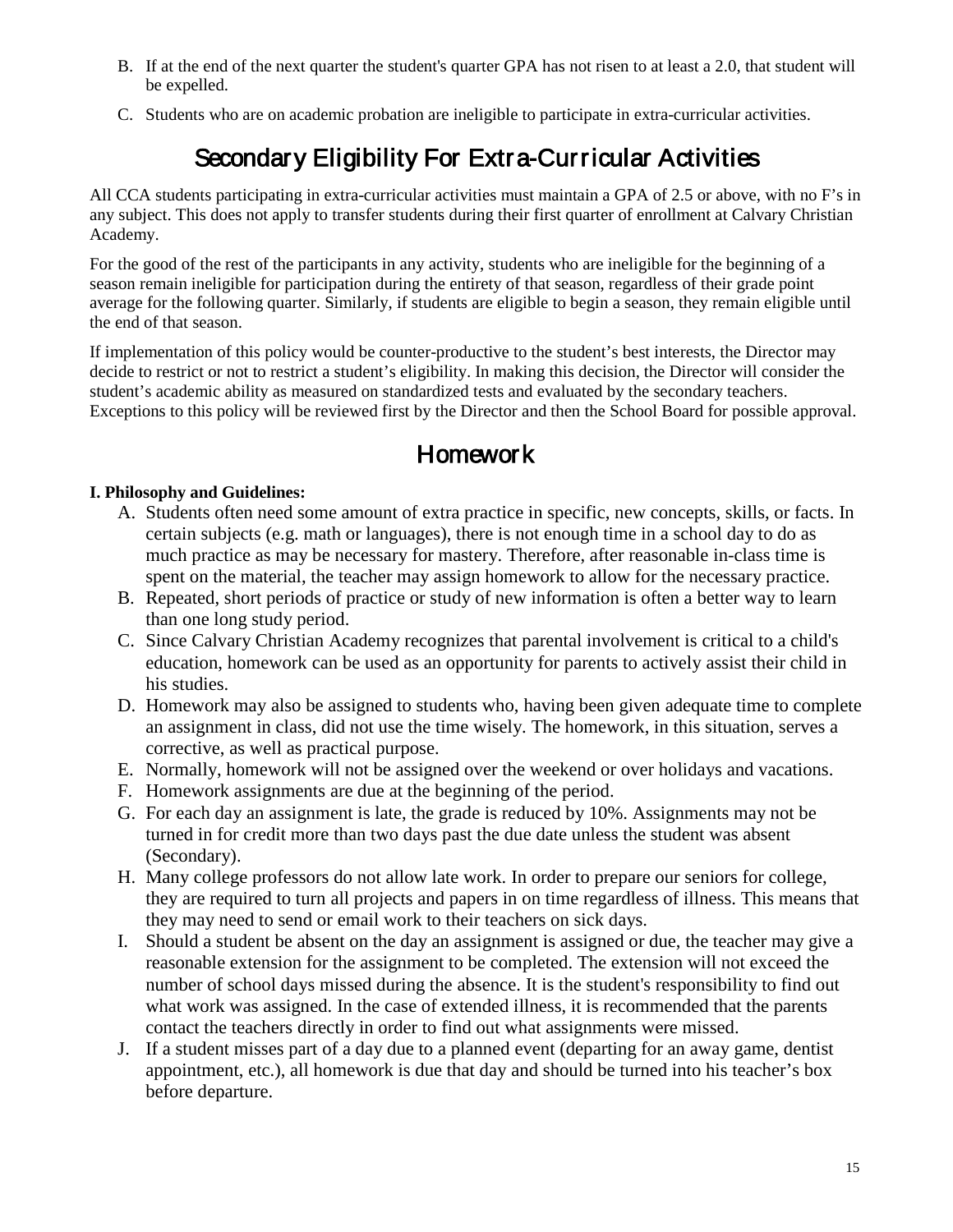B. If at the end of the next quarter the student's quarter GPA has not risen to at least a 2.0, that student will be expelled.

C. Students who are on academic probation are ineligible to participate in extra-curricular activities.

## Secondary Eligibility For Extra-Curricular Activities

All CCA students participating in extra-curricular activities must maintain a GPA of 2.5 or above, with no F's in any subject. This does not apply to transfer students during their first quarter of enrollment at Calvary Christian Academy.

For the good of the rest of the participants in any activity, students who are ineligible for the beginning of a season remain ineligible for participation during the entirety of that season, regardless of their grade point average for the following quarter. Similarly, if students are eligible to begin a season, they remain eligible until the end of that season.

If implementation of this policy would be counter-productive to the student's best interests, the Director may decide to restrict or not to restrict a student's eligibility. In making this decision, the Director will consider the student's academic ability as measured on standardized tests and evaluated by the secondary teachers. Exceptions to this policy will be reviewed first by the Director and then the School Board for possible approval.

## Homework

**I. Philosophy and Guidelines:**

A. Students often need some amount of extra practice in specific, new concepts, skills, or facts. In certain subjects (e.g. math or languages), there is not enough time in a school day to do as much practice as may be necessary for mastery. Therefore, after reasonable in-class time is spent on the material, the teacher may assign homework to allow for the necessary practice.

B. Repeated, short periods of practice or study of new information is often a better way to learn than one long study period.

C. Since Calvary Christian Academy recognizes that parental involvement is critical to a child's education, homework can be used as an opportunity for parents to actively assist their child in his studies.

D. Homework may also be assigned to students who, having been given adequate time to complete an assignment in class, did not use the time wisely. The homework, in this situation, serves a corrective, as well as practical purpose.

E. Normally, homework will not be assigned over the weekend or over holidays and vacations.

F. Homework assignments are due at the beginning of the period.

G. For each day an assignment is late, the grade is reduced by 10%. Assignments may not be turned in for credit more than two days past the due date unless the student was absent (Secondary).

H. Many college professors do not allow late work. In order to prepare our seniors for college, they are required to turn all projects and papers in on time regardless of illness. This means that they may need to send or email work to their teachers on sick days.

I. Should a student be absent on the day an assignment is assigned or due, the teacher may give a reasonable extension for the assignment to be completed. The extension will not exceed the number of school days missed during the absence. It is the student's responsibility to find out what work was assigned. In the case of extended illness, it is recommended that the parents contact the teachers directly in order to find out what assignments were missed.

J. If a student misses part of a day due to a planned event (departing for an away game, dentist appointment, etc.), all homework is due that day and should be turned into his teacher's box before departure.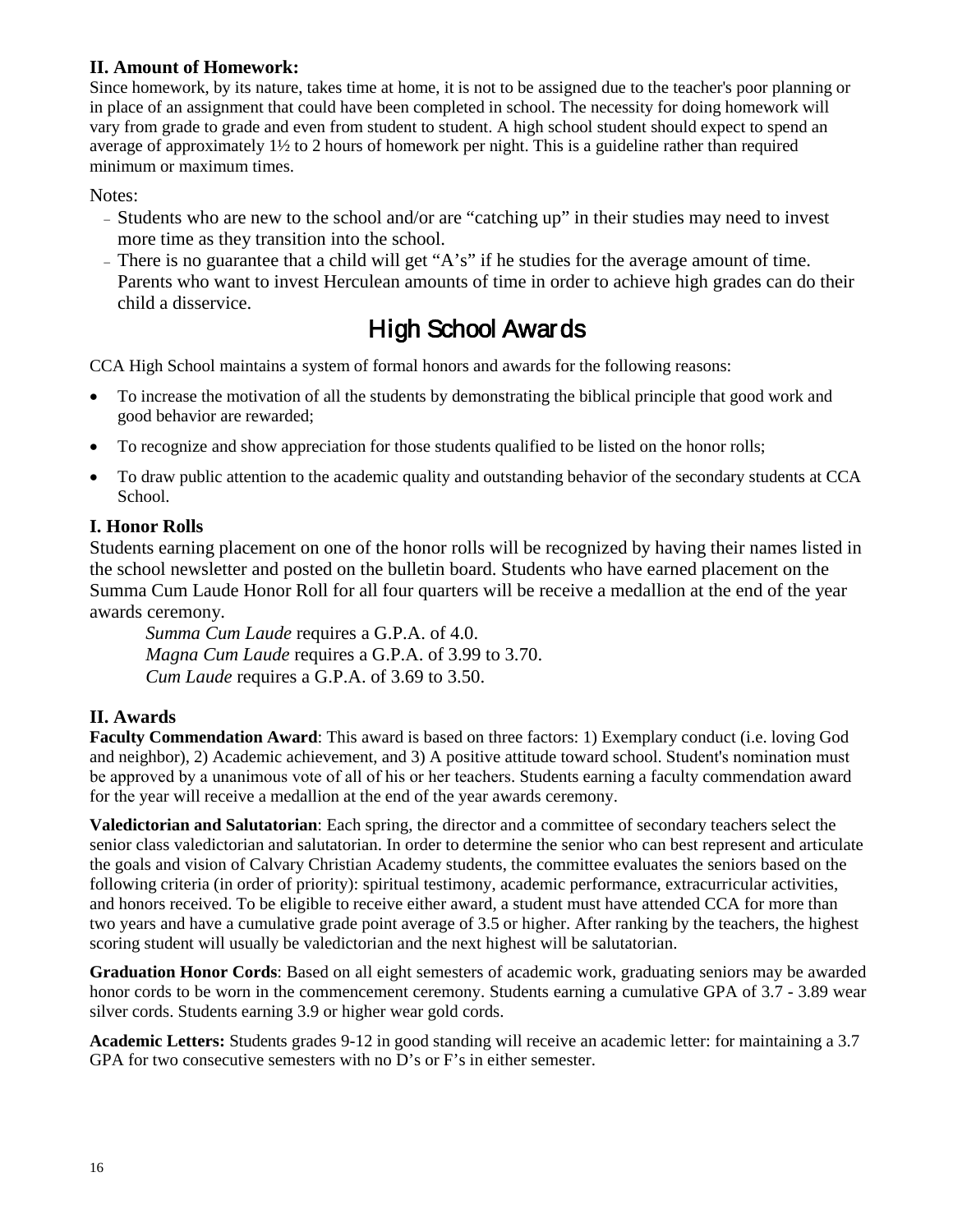### II. Amount of Homework:

Since homework, by its nature, takes time at home, it is not to be assigned due to the teacher's poor planning or in place of an assignment that could have been completed in school. The necessity for doing homework will vary from grade to grade and even from student to student. A high school student should expect to spend an average of approximately 1½ to 2 hours of homework per night. This is a guideline rather than required minimum or maximum times.

Notes:

- Students who are new to the school and/or are "catching up" in their studies may need to invest more time as they transition into the school.
- There is no guarantee that a child will get "A's" if he studies for the average amount of time. Parents who want to invest Herculean amounts of time in order to achieve high grades can do their child a disservice.

## High School Awards

CCA High School maintains a system of formal honors and awards for the following reasons:

- To increase the motivation of all the students by demonstrating the biblical principle that good work and good behavior are rewarded;
- To recognize and show appreciation for those students qualified to be listed on the honor rolls;
- To draw public attention to the academic quality and outstanding behavior of the secondary students at CCA School.

### I. Honor Rolls

Students earning placement on one of the honor rolls will be recognized by having their names listed in the school newsletter and posted on the bulletin board. Students who have earned placement on the Summa Cum Laude Honor Roll for all four quarters will be receive a medallion at the end of the year awards ceremony.

*Summa Cum Laude* requires a G.P.A. of 4.0.
*Magna Cum Laude* requires a G.P.A. of 3.99 to 3.70.
*Cum Laude* requires a G.P.A. of 3.69 to 3.50.

### II. Awards

**Faculty Commendation Award**: This award is based on three factors: 1) Exemplary conduct (i.e. loving God and neighbor), 2) Academic achievement, and 3) A positive attitude toward school. Student's nomination must be approved by a unanimous vote of all of his or her teachers. Students earning a faculty commendation award for the year will receive a medallion at the end of the year awards ceremony.

**Valedictorian and Salutatorian**: Each spring, the director and a committee of secondary teachers select the senior class valedictorian and salutatorian. In order to determine the senior who can best represent and articulate the goals and vision of Calvary Christian Academy students, the committee evaluates the seniors based on the following criteria (in order of priority): spiritual testimony, academic performance, extracurricular activities, and honors received. To be eligible to receive either award, a student must have attended CCA for more than two years and have a cumulative grade point average of 3.5 or higher. After ranking by the teachers, the highest scoring student will usually be valedictorian and the next highest will be salutatorian.

**Graduation Honor Cords**: Based on all eight semesters of academic work, graduating seniors may be awarded honor cords to be worn in the commencement ceremony. Students earning a cumulative GPA of 3.7 - 3.89 wear silver cords. Students earning 3.9 or higher wear gold cords.

**Academic Letters:** Students grades 9-12 in good standing will receive an academic letter: for maintaining a 3.7 GPA for two consecutive semesters with no D's or F's in either semester.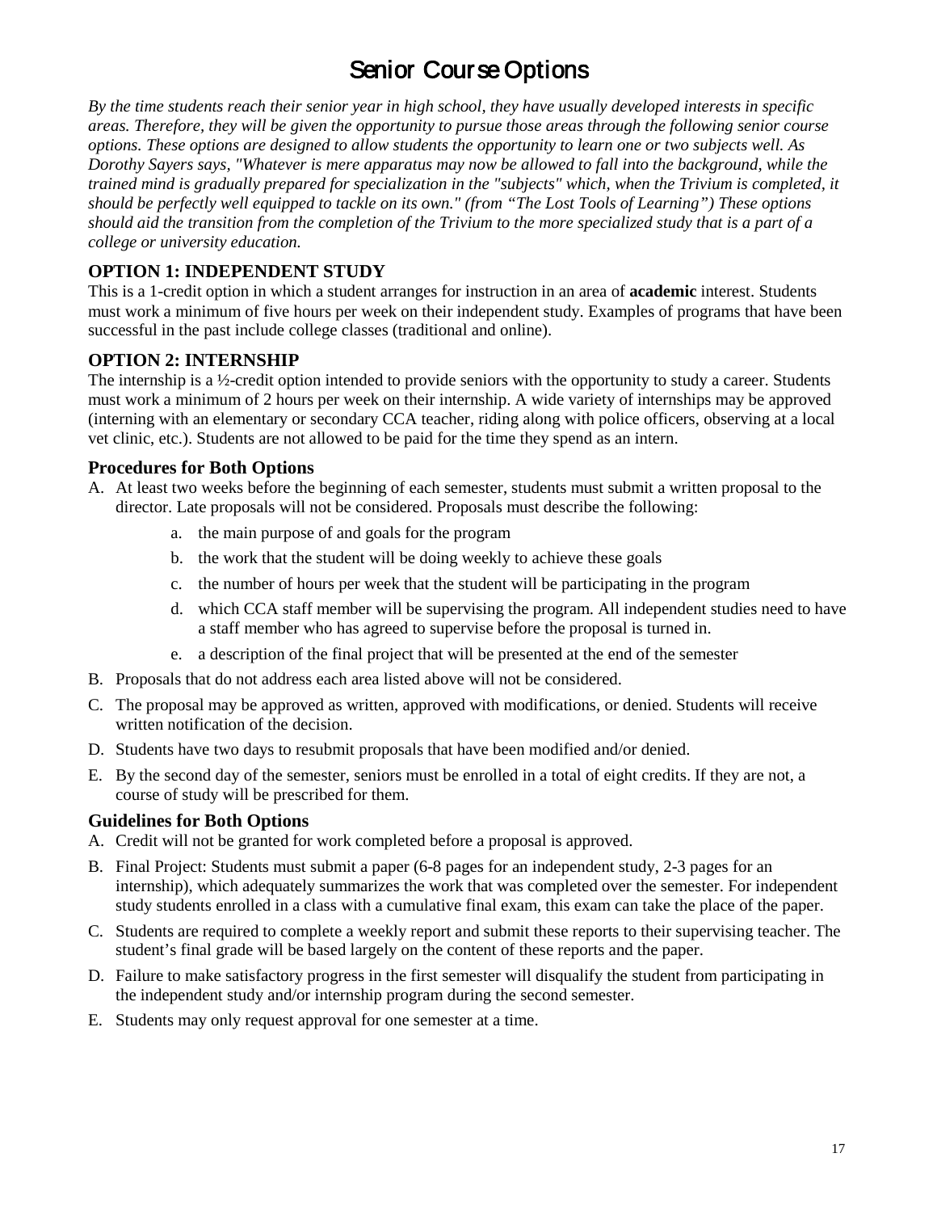# Senior Course Options

*By the time students reach their senior year in high school, they have usually developed interests in specific areas. Therefore, they will be given the opportunity to pursue those areas through the following senior course options. These options are designed to allow students the opportunity to learn one or two subjects well. As Dorothy Sayers says, "Whatever is mere apparatus may now be allowed to fall into the background, while the trained mind is gradually prepared for specialization in the "subjects" which, when the Trivium is completed, it should be perfectly well equipped to tackle on its own." (from "The Lost Tools of Learning") These options should aid the transition from the completion of the Trivium to the more specialized study that is a part of a college or university education.*

### OPTION 1: INDEPENDENT STUDY

This is a 1-credit option in which a student arranges for instruction in an area of **academic** interest. Students must work a minimum of five hours per week on their independent study. Examples of programs that have been successful in the past include college classes (traditional and online).

### OPTION 2: INTERNSHIP

The internship is a ½-credit option intended to provide seniors with the opportunity to study a career. Students must work a minimum of 2 hours per week on their internship. A wide variety of internships may be approved (interning with an elementary or secondary CCA teacher, riding along with police officers, observing at a local vet clinic, etc.). Students are not allowed to be paid for the time they spend as an intern.

### Procedures for Both Options

A. At least two weeks before the beginning of each semester, students must submit a written proposal to the director. Late proposals will not be considered. Proposals must describe the following:
   a. the main purpose of and goals for the program
   b. the work that the student will be doing weekly to achieve these goals
   c. the number of hours per week that the student will be participating in the program
   d. which CCA staff member will be supervising the program. All independent studies need to have a staff member who has agreed to supervise before the proposal is turned in.
   e. a description of the final project that will be presented at the end of the semester

B. Proposals that do not address each area listed above will not be considered.

C. The proposal may be approved as written, approved with modifications, or denied. Students will receive written notification of the decision.

D. Students have two days to resubmit proposals that have been modified and/or denied.

E. By the second day of the semester, seniors must be enrolled in a total of eight credits. If they are not, a course of study will be prescribed for them.

### Guidelines for Both Options

A. Credit will not be granted for work completed before a proposal is approved.

B. Final Project: Students must submit a paper (6-8 pages for an independent study, 2-3 pages for an internship), which adequately summarizes the work that was completed over the semester. For independent study students enrolled in a class with a cumulative final exam, this exam can take the place of the paper.

C. Students are required to complete a weekly report and submit these reports to their supervising teacher. The student's final grade will be based largely on the content of these reports and the paper.

D. Failure to make satisfactory progress in the first semester will disqualify the student from participating in the independent study and/or internship program during the second semester.

E. Students may only request approval for one semester at a time.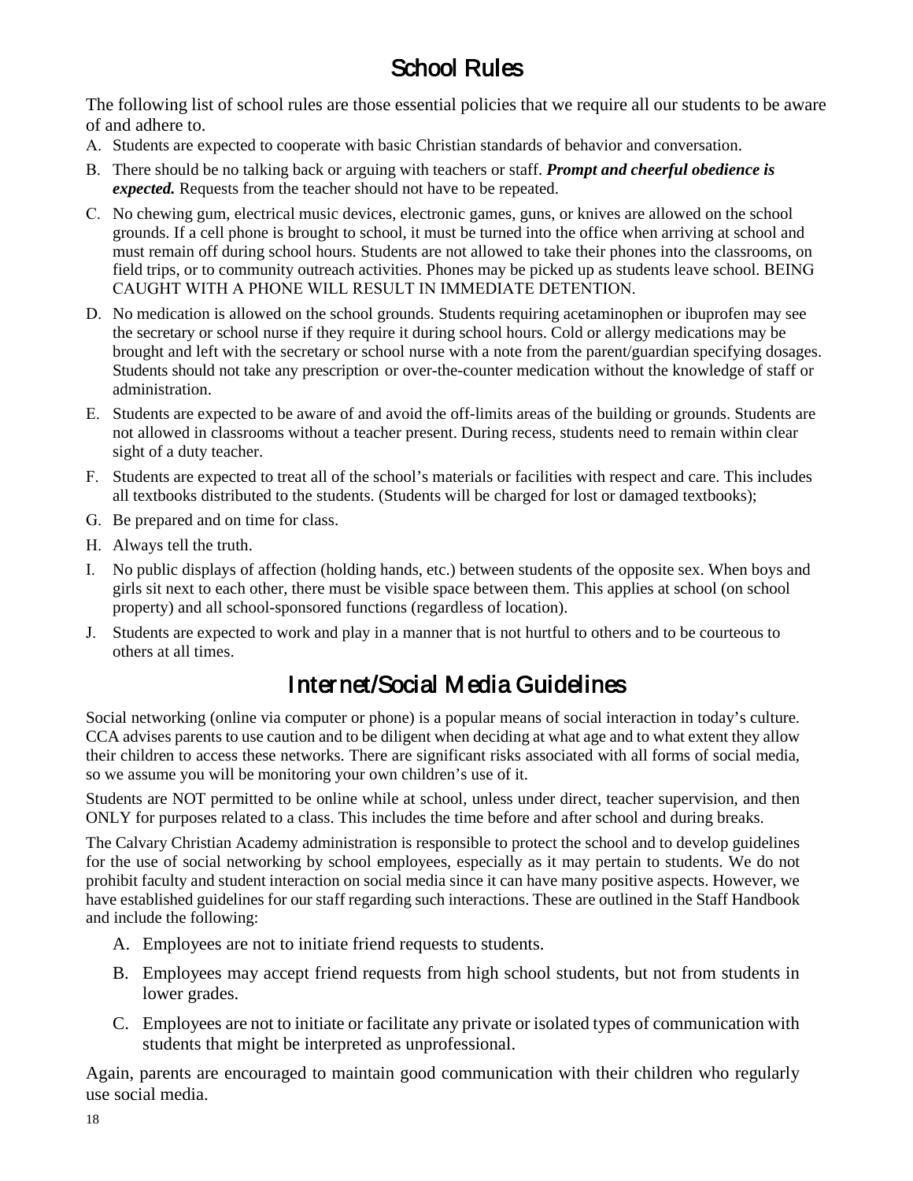# School Rules

The following list of school rules are those essential policies that we require all our students to be aware of and adhere to.

A. Students are expected to cooperate with basic Christian standards of behavior and conversation.

B. There should be no talking back or arguing with teachers or staff. ***Prompt and cheerful obedience is expected.*** Requests from the teacher should not have to be repeated.

C. No chewing gum, electrical music devices, electronic games, guns, or knives are allowed on the school grounds. If a cell phone is brought to school, it must be turned into the office when arriving at school and must remain off during school hours. Students are not allowed to take their phones into the classrooms, on field trips, or to community outreach activities. Phones may be picked up as students leave school. BEING CAUGHT WITH A PHONE WILL RESULT IN IMMEDIATE DETENTION.

D. No medication is allowed on the school grounds. Students requiring acetaminophen or ibuprofen may see the secretary or school nurse if they require it during school hours. Cold or allergy medications may be brought and left with the secretary or school nurse with a note from the parent/guardian specifying dosages. Students should not take any prescription or over-the-counter medication without the knowledge of staff or administration.

E. Students are expected to be aware of and avoid the off-limits areas of the building or grounds. Students are not allowed in classrooms without a teacher present. During recess, students need to remain within clear sight of a duty teacher.

F. Students are expected to treat all of the school's materials or facilities with respect and care. This includes all textbooks distributed to the students. (Students will be charged for lost or damaged textbooks);

G. Be prepared and on time for class.

H. Always tell the truth.

I. No public displays of affection (holding hands, etc.) between students of the opposite sex. When boys and girls sit next to each other, there must be visible space between them. This applies at school (on school property) and all school-sponsored functions (regardless of location).

J. Students are expected to work and play in a manner that is not hurtful to others and to be courteous to others at all times.

# Internet/Social Media Guidelines

Social networking (online via computer or phone) is a popular means of social interaction in today's culture. CCA advises parents to use caution and to be diligent when deciding at what age and to what extent they allow their children to access these networks. There are significant risks associated with all forms of social media, so we assume you will be monitoring your own children's use of it.

Students are NOT permitted to be online while at school, unless under direct, teacher supervision, and then ONLY for purposes related to a class. This includes the time before and after school and during breaks.

The Calvary Christian Academy administration is responsible to protect the school and to develop guidelines for the use of social networking by school employees, especially as it may pertain to students. We do not prohibit faculty and student interaction on social media since it can have many positive aspects. However, we have established guidelines for our staff regarding such interactions. These are outlined in the Staff Handbook and include the following:

A. Employees are not to initiate friend requests to students.

B. Employees may accept friend requests from high school students, but not from students in lower grades.

C. Employees are not to initiate or facilitate any private or isolated types of communication with students that might be interpreted as unprofessional.

Again, parents are encouraged to maintain good communication with their children who regularly use social media.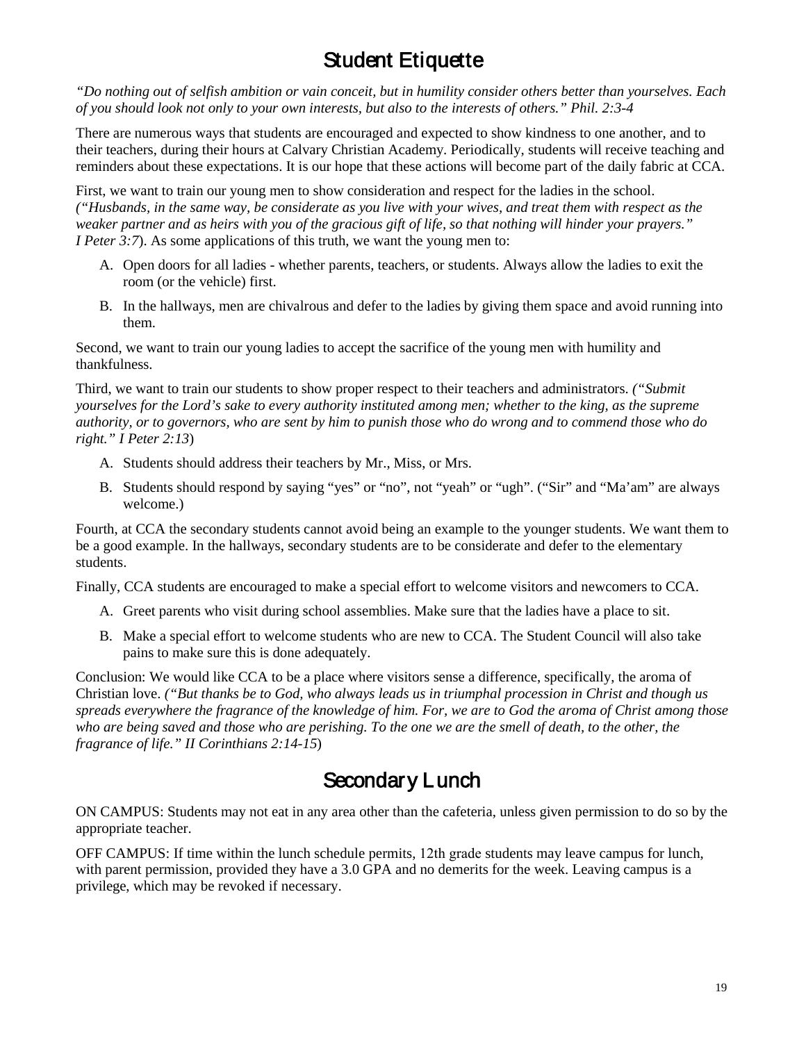# Student Etiquette

*"Do nothing out of selfish ambition or vain conceit, but in humility consider others better than yourselves. Each of you should look not only to your own interests, but also to the interests of others." Phil. 2:3-4*

There are numerous ways that students are encouraged and expected to show kindness to one another, and to their teachers, during their hours at Calvary Christian Academy. Periodically, students will receive teaching and reminders about these expectations. It is our hope that these actions will become part of the daily fabric at CCA.

First, we want to train our young men to show consideration and respect for the ladies in the school. *("Husbands, in the same way, be considerate as you live with your wives, and treat them with respect as the weaker partner and as heirs with you of the gracious gift of life, so that nothing will hinder your prayers." I Peter 3:7*). As some applications of this truth, we want the young men to:

A. Open doors for all ladies - whether parents, teachers, or students. Always allow the ladies to exit the room (or the vehicle) first.

B. In the hallways, men are chivalrous and defer to the ladies by giving them space and avoid running into them.

Second, we want to train our young ladies to accept the sacrifice of the young men with humility and thankfulness.

Third, we want to train our students to show proper respect to their teachers and administrators. *("Submit yourselves for the Lord's sake to every authority instituted among men; whether to the king, as the supreme authority, or to governors, who are sent by him to punish those who do wrong and to commend those who do right." I Peter 2:13*)

A. Students should address their teachers by Mr., Miss, or Mrs.

B. Students should respond by saying "yes" or "no", not "yeah" or "ugh". ("Sir" and "Ma'am" are always welcome.)

Fourth, at CCA the secondary students cannot avoid being an example to the younger students. We want them to be a good example. In the hallways, secondary students are to be considerate and defer to the elementary students.

Finally, CCA students are encouraged to make a special effort to welcome visitors and newcomers to CCA.

A. Greet parents who visit during school assemblies. Make sure that the ladies have a place to sit.

B. Make a special effort to welcome students who are new to CCA. The Student Council will also take pains to make sure this is done adequately.

Conclusion: We would like CCA to be a place where visitors sense a difference, specifically, the aroma of Christian love. *("But thanks be to God, who always leads us in triumphal procession in Christ and though us spreads everywhere the fragrance of the knowledge of him. For, we are to God the aroma of Christ among those who are being saved and those who are perishing. To the one we are the smell of death, to the other, the fragrance of life." II Corinthians 2:14-15*)

# Secondary Lunch

ON CAMPUS: Students may not eat in any area other than the cafeteria, unless given permission to do so by the appropriate teacher.

OFF CAMPUS: If time within the lunch schedule permits, 12th grade students may leave campus for lunch, with parent permission, provided they have a 3.0 GPA and no demerits for the week. Leaving campus is a privilege, which may be revoked if necessary.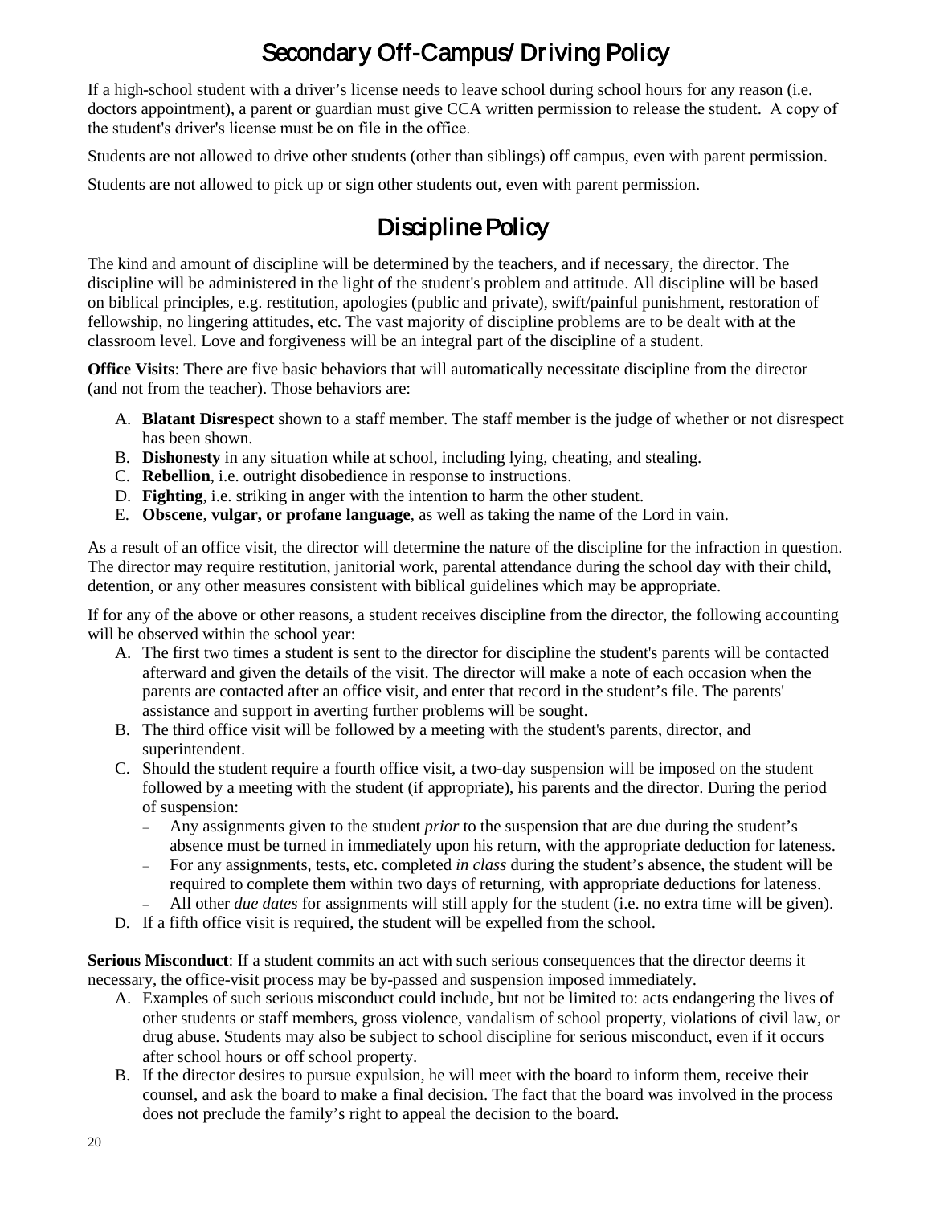## Secondary Off-Campus/ Driving Policy

If a high-school student with a driver's license needs to leave school during school hours for any reason (i.e. doctors appointment), a parent or guardian must give CCA written permission to release the student. A copy of the student's driver's license must be on file in the office.

Students are not allowed to drive other students (other than siblings) off campus, even with parent permission.

Students are not allowed to pick up or sign other students out, even with parent permission.

## Discipline Policy

The kind and amount of discipline will be determined by the teachers, and if necessary, the director. The discipline will be administered in the light of the student's problem and attitude. All discipline will be based on biblical principles, e.g. restitution, apologies (public and private), swift/painful punishment, restoration of fellowship, no lingering attitudes, etc. The vast majority of discipline problems are to be dealt with at the classroom level. Love and forgiveness will be an integral part of the discipline of a student.

**Office Visits**: There are five basic behaviors that will automatically necessitate discipline from the director (and not from the teacher). Those behaviors are:

A. **Blatant Disrespect** shown to a staff member. The staff member is the judge of whether or not disrespect has been shown.
B. **Dishonesty** in any situation while at school, including lying, cheating, and stealing.
C. **Rebellion**, i.e. outright disobedience in response to instructions.
D. **Fighting**, i.e. striking in anger with the intention to harm the other student.
E. **Obscene**, **vulgar, or profane language**, as well as taking the name of the Lord in vain.

As a result of an office visit, the director will determine the nature of the discipline for the infraction in question. The director may require restitution, janitorial work, parental attendance during the school day with their child, detention, or any other measures consistent with biblical guidelines which may be appropriate.

If for any of the above or other reasons, a student receives discipline from the director, the following accounting will be observed within the school year:

A. The first two times a student is sent to the director for discipline the student's parents will be contacted afterward and given the details of the visit. The director will make a note of each occasion when the parents are contacted after an office visit, and enter that record in the student's file. The parents' assistance and support in averting further problems will be sought.
B. The third office visit will be followed by a meeting with the student's parents, director, and superintendent.
C. Should the student require a fourth office visit, a two-day suspension will be imposed on the student followed by a meeting with the student (if appropriate), his parents and the director. During the period of suspension:
   - Any assignments given to the student *prior* to the suspension that are due during the student's absence must be turned in immediately upon his return, with the appropriate deduction for lateness.
   - For any assignments, tests, etc. completed *in class* during the student's absence, the student will be required to complete them within two days of returning, with appropriate deductions for lateness.
   - All other *due dates* for assignments will still apply for the student (i.e. no extra time will be given).
D. If a fifth office visit is required, the student will be expelled from the school.

**Serious Misconduct**: If a student commits an act with such serious consequences that the director deems it necessary, the office-visit process may be by-passed and suspension imposed immediately.

A. Examples of such serious misconduct could include, but not be limited to: acts endangering the lives of other students or staff members, gross violence, vandalism of school property, violations of civil law, or drug abuse. Students may also be subject to school discipline for serious misconduct, even if it occurs after school hours or off school property.
B. If the director desires to pursue expulsion, he will meet with the board to inform them, receive their counsel, and ask the board to make a final decision. The fact that the board was involved in the process does not preclude the family's right to appeal the decision to the board.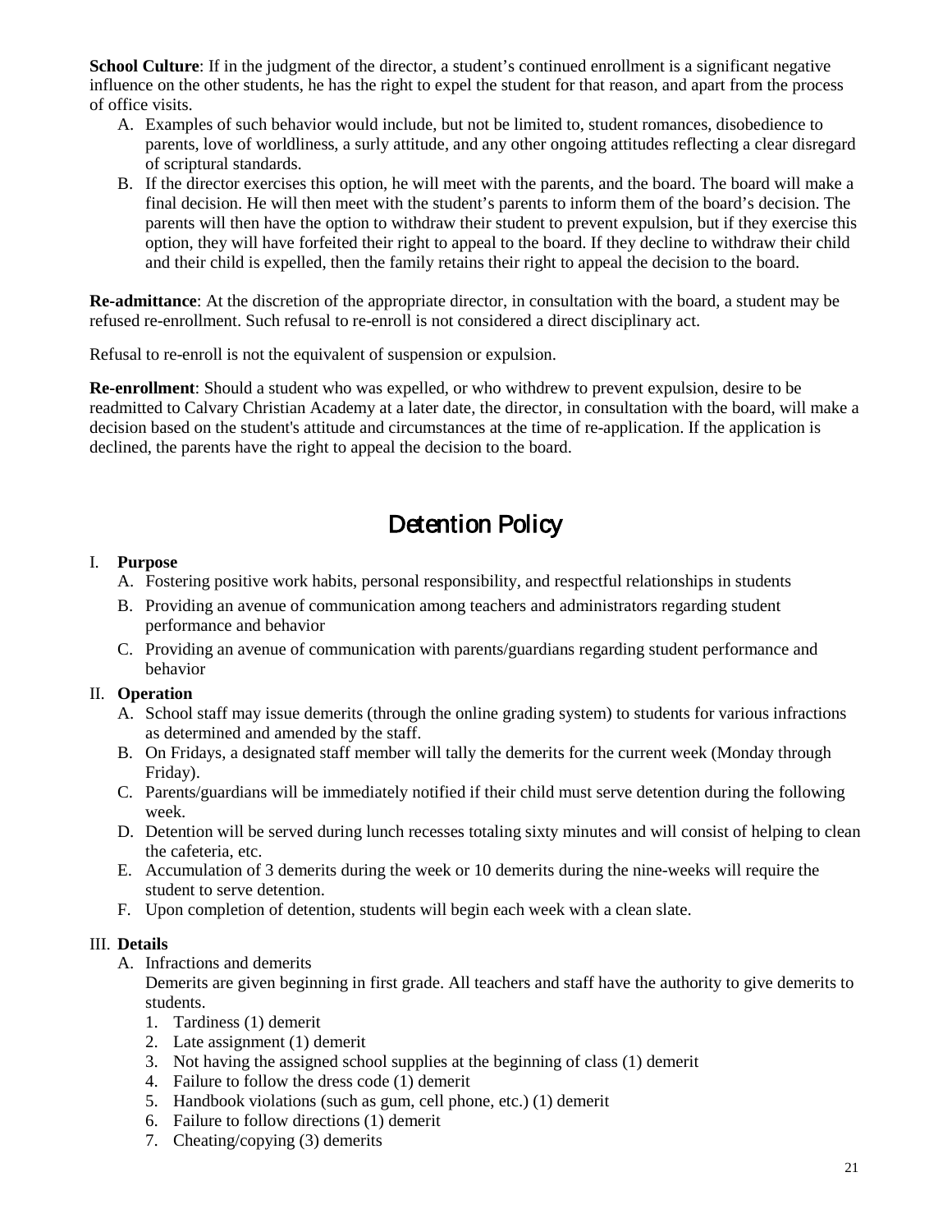**School Culture**: If in the judgment of the director, a student's continued enrollment is a significant negative influence on the other students, he has the right to expel the student for that reason, and apart from the process of office visits.

A. Examples of such behavior would include, but not be limited to, student romances, disobedience to parents, love of worldliness, a surly attitude, and any other ongoing attitudes reflecting a clear disregard of scriptural standards.
B. If the director exercises this option, he will meet with the parents, and the board. The board will make a final decision. He will then meet with the student's parents to inform them of the board's decision. The parents will then have the option to withdraw their student to prevent expulsion, but if they exercise this option, they will have forfeited their right to appeal to the board. If they decline to withdraw their child and their child is expelled, then the family retains their right to appeal the decision to the board.

**Re-admittance**: At the discretion of the appropriate director, in consultation with the board, a student may be refused re-enrollment. Such refusal to re-enroll is not considered a direct disciplinary act.

Refusal to re-enroll is not the equivalent of suspension or expulsion.

**Re-enrollment**: Should a student who was expelled, or who withdrew to prevent expulsion, desire to be readmitted to Calvary Christian Academy at a later date, the director, in consultation with the board, will make a decision based on the student's attitude and circumstances at the time of re-application. If the application is declined, the parents have the right to appeal the decision to the board.

# Detention Policy

I. **Purpose**
   A. Fostering positive work habits, personal responsibility, and respectful relationships in students
   B. Providing an avenue of communication among teachers and administrators regarding student performance and behavior
   C. Providing an avenue of communication with parents/guardians regarding student performance and behavior

II. **Operation**
   A. School staff may issue demerits (through the online grading system) to students for various infractions as determined and amended by the staff.
   B. On Fridays, a designated staff member will tally the demerits for the current week (Monday through Friday).
   C. Parents/guardians will be immediately notified if their child must serve detention during the following week.
   D. Detention will be served during lunch recesses totaling sixty minutes and will consist of helping to clean the cafeteria, etc.
   E. Accumulation of 3 demerits during the week or 10 demerits during the nine-weeks will require the student to serve detention.
   F. Upon completion of detention, students will begin each week with a clean slate.

III. **Details**
   A. Infractions and demerits
   Demerits are given beginning in first grade. All teachers and staff have the authority to give demerits to students.
      1. Tardiness (1) demerit
      2. Late assignment (1) demerit
      3. Not having the assigned school supplies at the beginning of class (1) demerit
      4. Failure to follow the dress code (1) demerit
      5. Handbook violations (such as gum, cell phone, etc.) (1) demerit
      6. Failure to follow directions (1) demerit
      7. Cheating/copying (3) demerits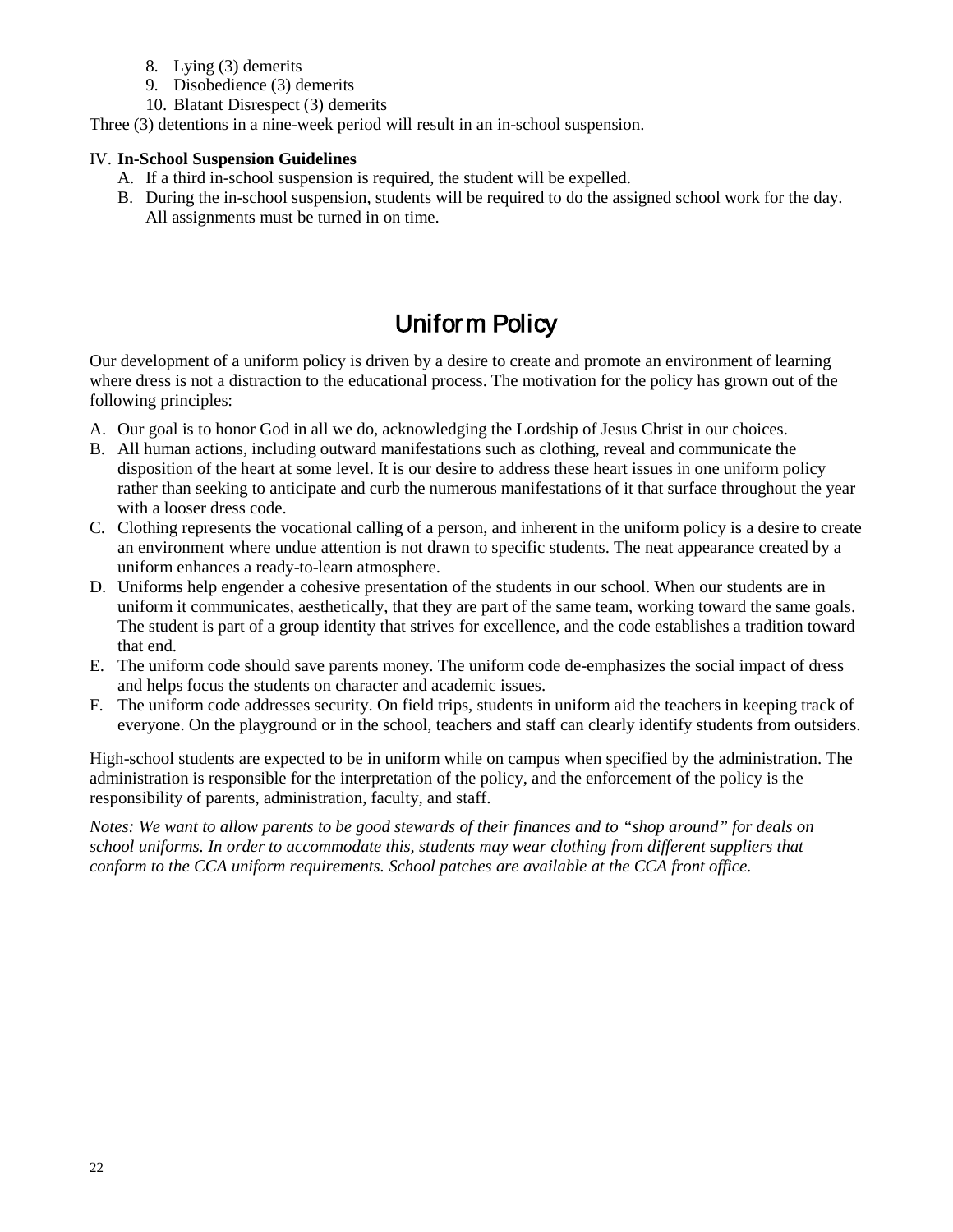8. Lying (3) demerits
9. Disobedience (3) demerits
10. Blatant Disrespect (3) demerits

Three (3) detentions in a nine-week period will result in an in-school suspension.

IV. **In-School Suspension Guidelines**

A. If a third in-school suspension is required, the student will be expelled.
B. During the in-school suspension, students will be required to do the assigned school work for the day. All assignments must be turned in on time.

# Uniform Policy

Our development of a uniform policy is driven by a desire to create and promote an environment of learning where dress is not a distraction to the educational process. The motivation for the policy has grown out of the following principles:

A. Our goal is to honor God in all we do, acknowledging the Lordship of Jesus Christ in our choices.
B. All human actions, including outward manifestations such as clothing, reveal and communicate the disposition of the heart at some level. It is our desire to address these heart issues in one uniform policy rather than seeking to anticipate and curb the numerous manifestations of it that surface throughout the year with a looser dress code.
C. Clothing represents the vocational calling of a person, and inherent in the uniform policy is a desire to create an environment where undue attention is not drawn to specific students. The neat appearance created by a uniform enhances a ready-to-learn atmosphere.
D. Uniforms help engender a cohesive presentation of the students in our school. When our students are in uniform it communicates, aesthetically, that they are part of the same team, working toward the same goals. The student is part of a group identity that strives for excellence, and the code establishes a tradition toward that end.
E. The uniform code should save parents money. The uniform code de-emphasizes the social impact of dress and helps focus the students on character and academic issues.
F. The uniform code addresses security. On field trips, students in uniform aid the teachers in keeping track of everyone. On the playground or in the school, teachers and staff can clearly identify students from outsiders.

High-school students are expected to be in uniform while on campus when specified by the administration. The administration is responsible for the interpretation of the policy, and the enforcement of the policy is the responsibility of parents, administration, faculty, and staff.

*Notes: We want to allow parents to be good stewards of their finances and to "shop around" for deals on school uniforms. In order to accommodate this, students may wear clothing from different suppliers that conform to the CCA uniform requirements. School patches are available at the CCA front office.*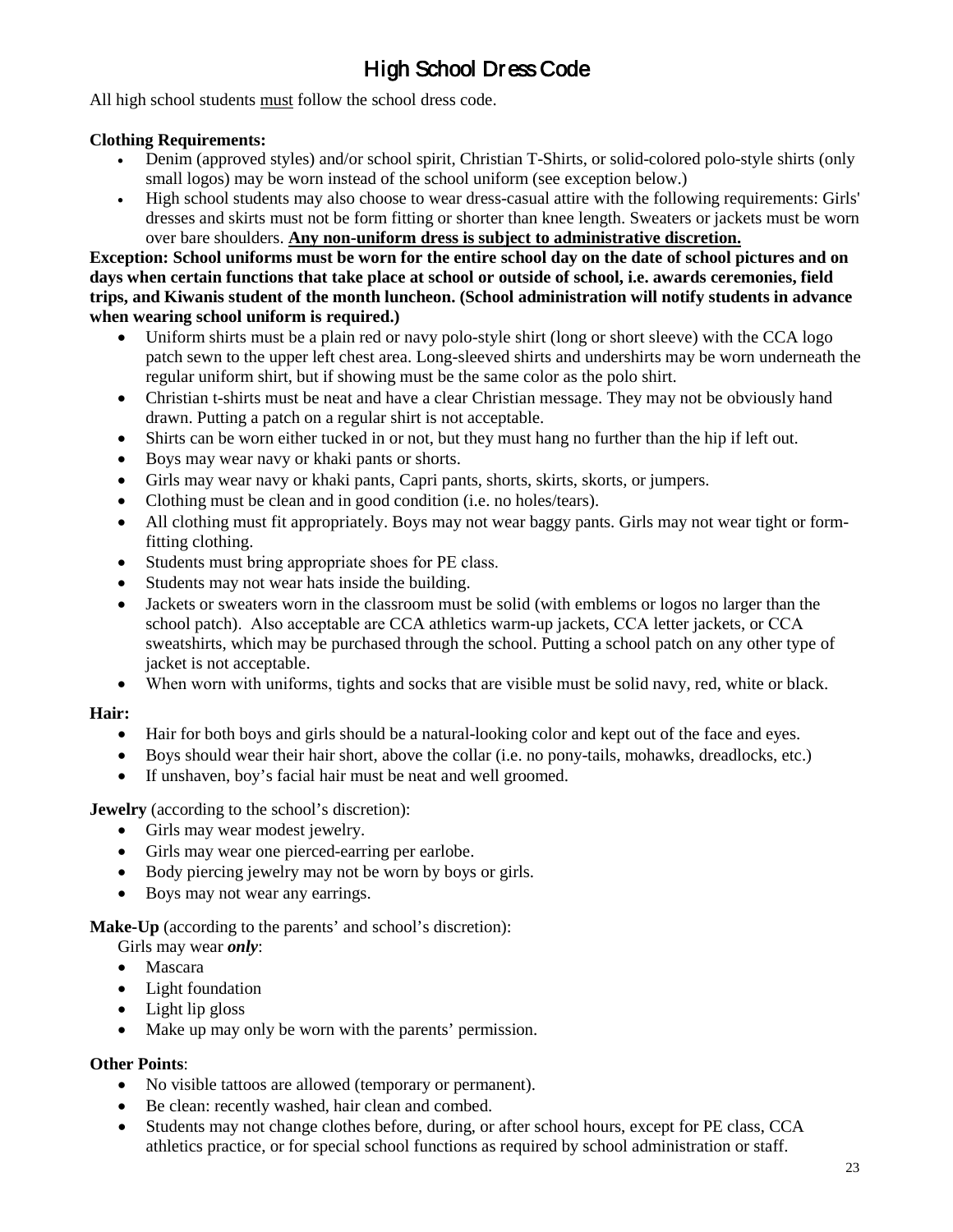# High School Dress Code

All high school students must follow the school dress code.

**Clothing Requirements:**

- Denim (approved styles) and/or school spirit, Christian T-Shirts, or solid-colored polo-style shirts (only small logos) may be worn instead of the school uniform (see exception below.)
- High school students may also choose to wear dress-casual attire with the following requirements: Girls' dresses and skirts must not be form fitting or shorter than knee length. Sweaters or jackets must be worn over bare shoulders. **Any non-uniform dress is subject to administrative discretion.**

**Exception: School uniforms must be worn for the entire school day on the date of school pictures and on days when certain functions that take place at school or outside of school, i.e. awards ceremonies, field trips, and Kiwanis student of the month luncheon. (School administration will notify students in advance when wearing school uniform is required.)**

- Uniform shirts must be a plain red or navy polo-style shirt (long or short sleeve) with the CCA logo patch sewn to the upper left chest area. Long-sleeved shirts and undershirts may be worn underneath the regular uniform shirt, but if showing must be the same color as the polo shirt.
- Christian t-shirts must be neat and have a clear Christian message. They may not be obviously hand drawn. Putting a patch on a regular shirt is not acceptable.
- Shirts can be worn either tucked in or not, but they must hang no further than the hip if left out.
- Boys may wear navy or khaki pants or shorts.
- Girls may wear navy or khaki pants, Capri pants, shorts, skirts, skorts, or jumpers.
- Clothing must be clean and in good condition (i.e. no holes/tears).
- All clothing must fit appropriately. Boys may not wear baggy pants. Girls may not wear tight or form-fitting clothing.
- Students must bring appropriate shoes for PE class.
- Students may not wear hats inside the building.
- Jackets or sweaters worn in the classroom must be solid (with emblems or logos no larger than the school patch). Also acceptable are CCA athletics warm-up jackets, CCA letter jackets, or CCA sweatshirts, which may be purchased through the school. Putting a school patch on any other type of jacket is not acceptable.
- When worn with uniforms, tights and socks that are visible must be solid navy, red, white or black.

**Hair:**

- Hair for both boys and girls should be a natural-looking color and kept out of the face and eyes.
- Boys should wear their hair short, above the collar (i.e. no pony-tails, mohawks, dreadlocks, etc.)
- If unshaven, boy's facial hair must be neat and well groomed.

**Jewelry** (according to the school's discretion):

- Girls may wear modest jewelry.
- Girls may wear one pierced-earring per earlobe.
- Body piercing jewelry may not be worn by boys or girls.
- Boys may not wear any earrings.

**Make-Up** (according to the parents' and school's discretion):

Girls may wear ***only***:

- Mascara
- Light foundation
- Light lip gloss
- Make up may only be worn with the parents' permission.

**Other Points**:

- No visible tattoos are allowed (temporary or permanent).
- Be clean: recently washed, hair clean and combed.
- Students may not change clothes before, during, or after school hours, except for PE class, CCA athletics practice, or for special school functions as required by school administration or staff.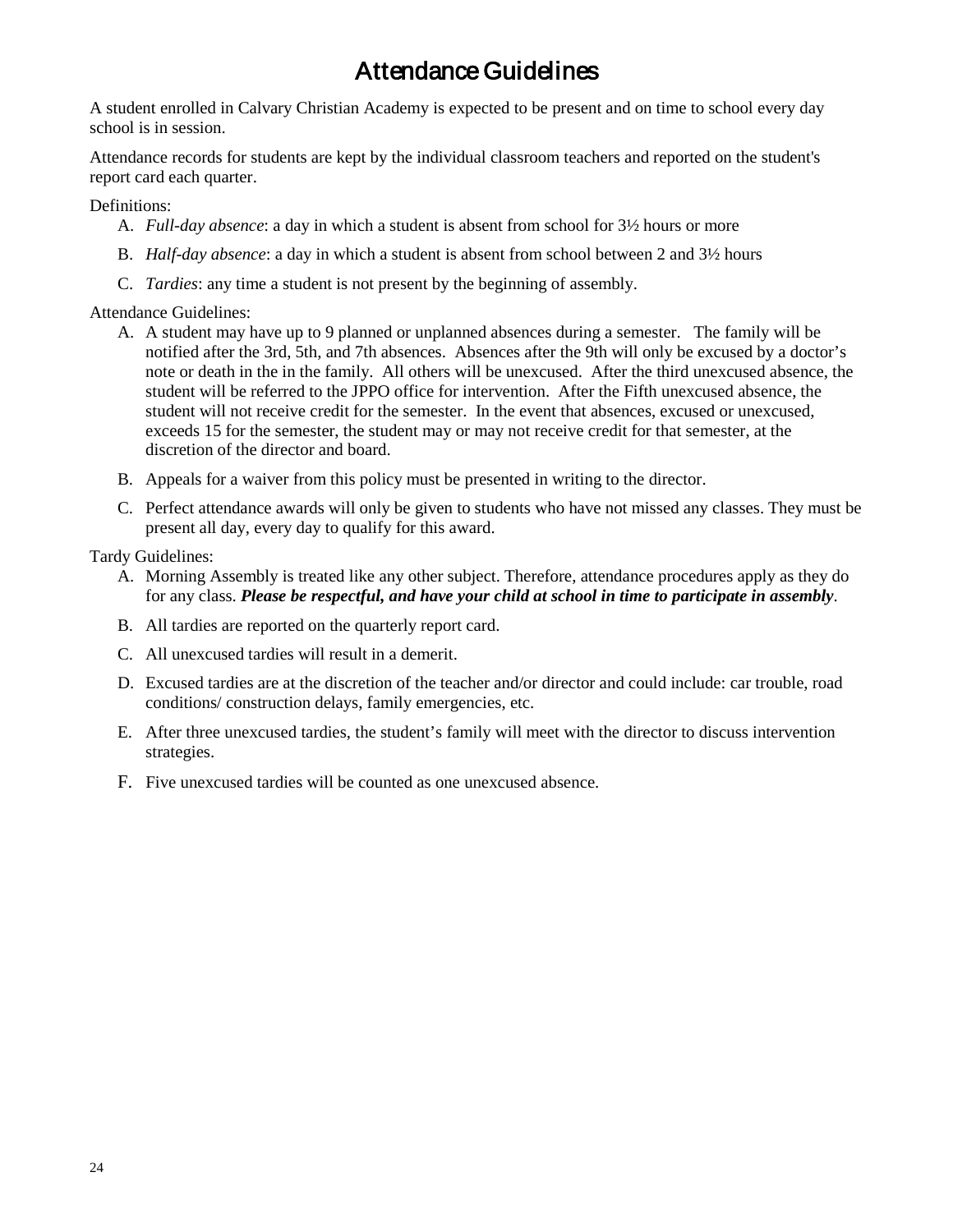# Attendance Guidelines

A student enrolled in Calvary Christian Academy is expected to be present and on time to school every day school is in session.

Attendance records for students are kept by the individual classroom teachers and reported on the student's report card each quarter.

Definitions:

A. *Full-day absence*: a day in which a student is absent from school for 3½ hours or more
B. *Half-day absence*: a day in which a student is absent from school between 2 and 3½ hours
C. *Tardies*: any time a student is not present by the beginning of assembly.

Attendance Guidelines:

A. A student may have up to 9 planned or unplanned absences during a semester. The family will be notified after the 3rd, 5th, and 7th absences. Absences after the 9th will only be excused by a doctor's note or death in the in the family. All others will be unexcused. After the third unexcused absence, the student will be referred to the JPPO office for intervention. After the Fifth unexcused absence, the student will not receive credit for the semester. In the event that absences, excused or unexcused, exceeds 15 for the semester, the student may or may not receive credit for that semester, at the discretion of the director and board.
B. Appeals for a waiver from this policy must be presented in writing to the director.
C. Perfect attendance awards will only be given to students who have not missed any classes. They must be present all day, every day to qualify for this award.

Tardy Guidelines:

A. Morning Assembly is treated like any other subject. Therefore, attendance procedures apply as they do for any class. ***Please be respectful, and have your child at school in time to participate in assembly***.
B. All tardies are reported on the quarterly report card.
C. All unexcused tardies will result in a demerit.
D. Excused tardies are at the discretion of the teacher and/or director and could include: car trouble, road conditions/ construction delays, family emergencies, etc.
E. After three unexcused tardies, the student's family will meet with the director to discuss intervention strategies.
F. Five unexcused tardies will be counted as one unexcused absence.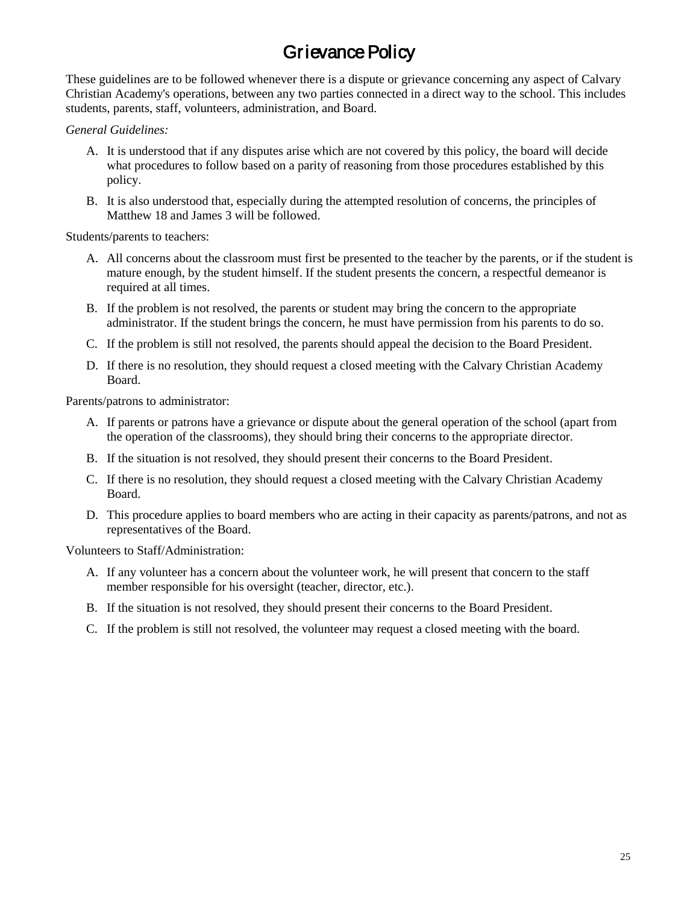# Grievance Policy

These guidelines are to be followed whenever there is a dispute or grievance concerning any aspect of Calvary Christian Academy's operations, between any two parties connected in a direct way to the school. This includes students, parents, staff, volunteers, administration, and Board.

*General Guidelines:*

A. It is understood that if any disputes arise which are not covered by this policy, the board will decide what procedures to follow based on a parity of reasoning from those procedures established by this policy.

B. It is also understood that, especially during the attempted resolution of concerns, the principles of Matthew 18 and James 3 will be followed.

Students/parents to teachers:

A. All concerns about the classroom must first be presented to the teacher by the parents, or if the student is mature enough, by the student himself. If the student presents the concern, a respectful demeanor is required at all times.

B. If the problem is not resolved, the parents or student may bring the concern to the appropriate administrator. If the student brings the concern, he must have permission from his parents to do so.

C. If the problem is still not resolved, the parents should appeal the decision to the Board President.

D. If there is no resolution, they should request a closed meeting with the Calvary Christian Academy Board.

Parents/patrons to administrator:

A. If parents or patrons have a grievance or dispute about the general operation of the school (apart from the operation of the classrooms), they should bring their concerns to the appropriate director.

B. If the situation is not resolved, they should present their concerns to the Board President.

C. If there is no resolution, they should request a closed meeting with the Calvary Christian Academy Board.

D. This procedure applies to board members who are acting in their capacity as parents/patrons, and not as representatives of the Board.

Volunteers to Staff/Administration:

A. If any volunteer has a concern about the volunteer work, he will present that concern to the staff member responsible for his oversight (teacher, director, etc.).

B. If the situation is not resolved, they should present their concerns to the Board President.

C. If the problem is still not resolved, the volunteer may request a closed meeting with the board.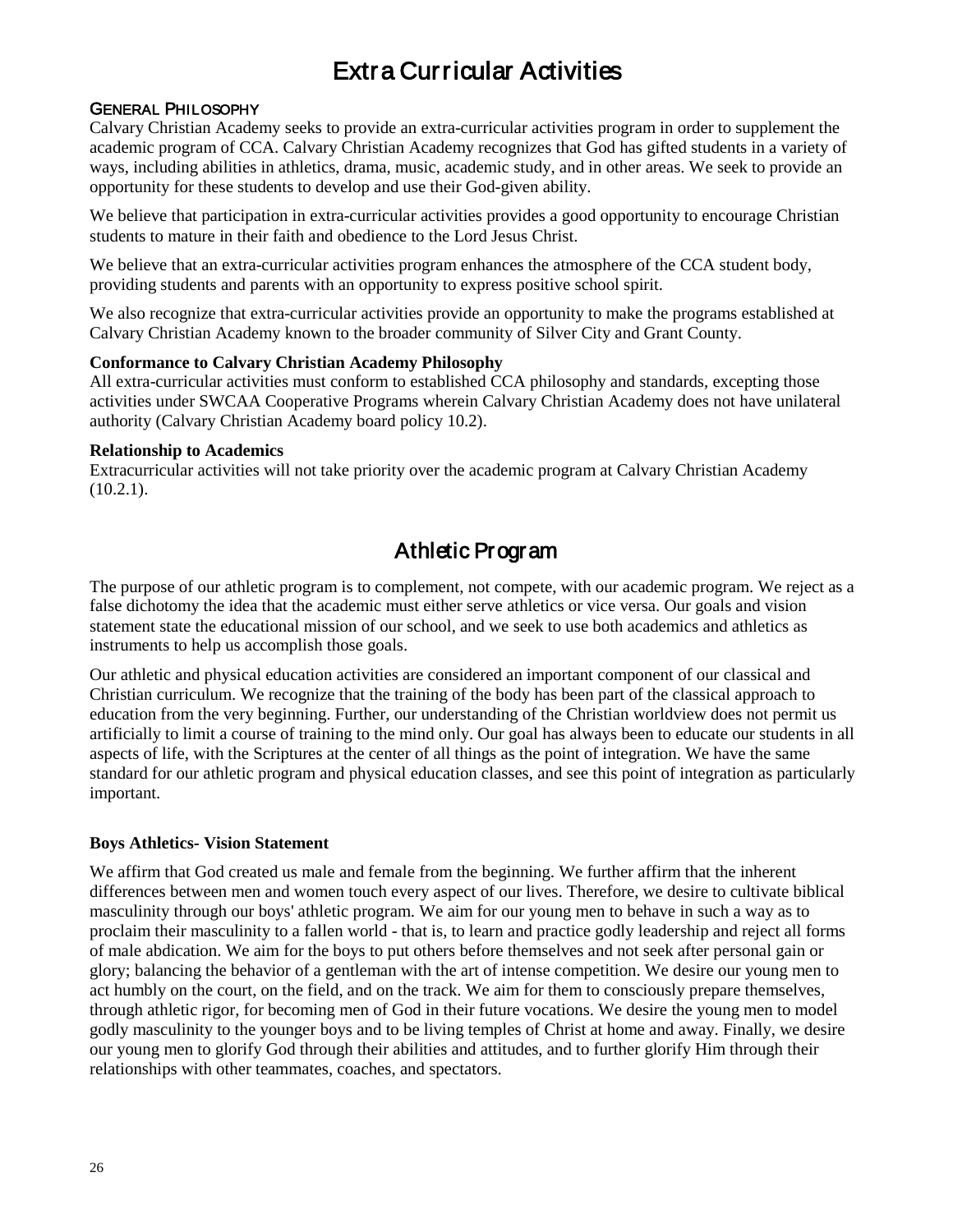# Extra Curricular Activities

## General Philosophy

Calvary Christian Academy seeks to provide an extra-curricular activities program in order to supplement the academic program of CCA. Calvary Christian Academy recognizes that God has gifted students in a variety of ways, including abilities in athletics, drama, music, academic study, and in other areas. We seek to provide an opportunity for these students to develop and use their God-given ability.

We believe that participation in extra-curricular activities provides a good opportunity to encourage Christian students to mature in their faith and obedience to the Lord Jesus Christ.

We believe that an extra-curricular activities program enhances the atmosphere of the CCA student body, providing students and parents with an opportunity to express positive school spirit.

We also recognize that extra-curricular activities provide an opportunity to make the programs established at Calvary Christian Academy known to the broader community of Silver City and Grant County.

**Conformance to Calvary Christian Academy Philosophy**
All extra-curricular activities must conform to established CCA philosophy and standards, excepting those activities under SWCAA Cooperative Programs wherein Calvary Christian Academy does not have unilateral authority (Calvary Christian Academy board policy 10.2).

**Relationship to Academics**
Extracurricular activities will not take priority over the academic program at Calvary Christian Academy (10.2.1).

# Athletic Program

The purpose of our athletic program is to complement, not compete, with our academic program. We reject as a false dichotomy the idea that the academic must either serve athletics or vice versa. Our goals and vision statement state the educational mission of our school, and we seek to use both academics and athletics as instruments to help us accomplish those goals.

Our athletic and physical education activities are considered an important component of our classical and Christian curriculum. We recognize that the training of the body has been part of the classical approach to education from the very beginning. Further, our understanding of the Christian worldview does not permit us artificially to limit a course of training to the mind only. Our goal has always been to educate our students in all aspects of life, with the Scriptures at the center of all things as the point of integration. We have the same standard for our athletic program and physical education classes, and see this point of integration as particularly important.

**Boys Athletics- Vision Statement**

We affirm that God created us male and female from the beginning. We further affirm that the inherent differences between men and women touch every aspect of our lives. Therefore, we desire to cultivate biblical masculinity through our boys' athletic program. We aim for our young men to behave in such a way as to proclaim their masculinity to a fallen world - that is, to learn and practice godly leadership and reject all forms of male abdication. We aim for the boys to put others before themselves and not seek after personal gain or glory; balancing the behavior of a gentleman with the art of intense competition. We desire our young men to act humbly on the court, on the field, and on the track. We aim for them to consciously prepare themselves, through athletic rigor, for becoming men of God in their future vocations. We desire the young men to model godly masculinity to the younger boys and to be living temples of Christ at home and away. Finally, we desire our young men to glorify God through their abilities and attitudes, and to further glorify Him through their relationships with other teammates, coaches, and spectators.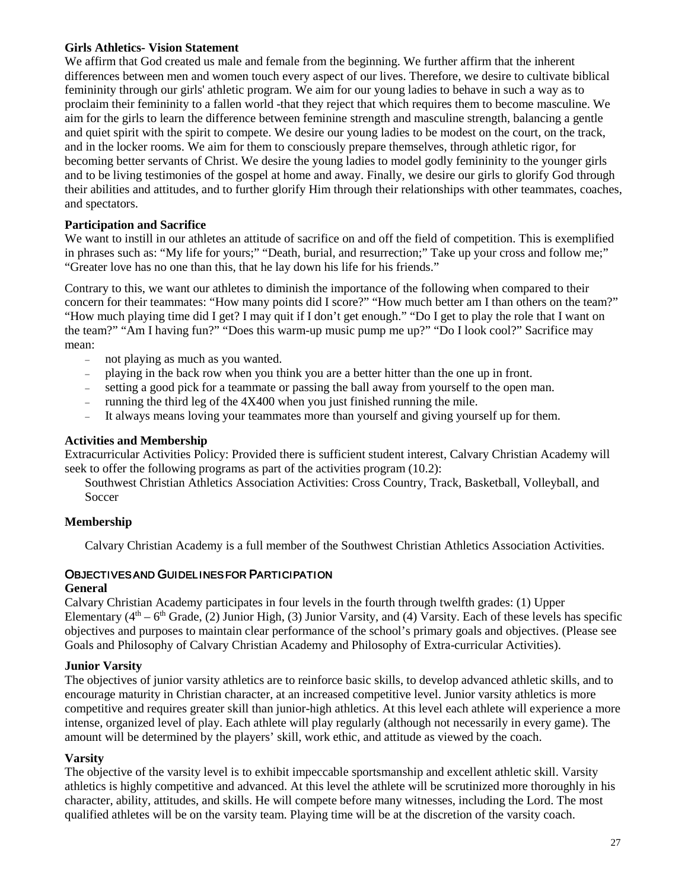**Girls Athletics- Vision Statement**

We affirm that God created us male and female from the beginning. We further affirm that the inherent differences between men and women touch every aspect of our lives. Therefore, we desire to cultivate biblical femininity through our girls' athletic program. We aim for our young ladies to behave in such a way as to proclaim their femininity to a fallen world -that they reject that which requires them to become masculine. We aim for the girls to learn the difference between feminine strength and masculine strength, balancing a gentle and quiet spirit with the spirit to compete. We desire our young ladies to be modest on the court, on the track, and in the locker rooms. We aim for them to consciously prepare themselves, through athletic rigor, for becoming better servants of Christ. We desire the young ladies to model godly femininity to the younger girls and to be living testimonies of the gospel at home and away. Finally, we desire our girls to glorify God through their abilities and attitudes, and to further glorify Him through their relationships with other teammates, coaches, and spectators.

**Participation and Sacrifice**

We want to instill in our athletes an attitude of sacrifice on and off the field of competition. This is exemplified in phrases such as: "My life for yours;" "Death, burial, and resurrection;" Take up your cross and follow me;" "Greater love has no one than this, that he lay down his life for his friends."

Contrary to this, we want our athletes to diminish the importance of the following when compared to their concern for their teammates: "How many points did I score?" "How much better am I than others on the team?" "How much playing time did I get? I may quit if I don't get enough." "Do I get to play the role that I want on the team?" "Am I having fun?" "Does this warm-up music pump me up?" "Do I look cool?" Sacrifice may mean:

- not playing as much as you wanted.
- playing in the back row when you think you are a better hitter than the one up in front.
- setting a good pick for a teammate or passing the ball away from yourself to the open man.
- running the third leg of the 4X400 when you just finished running the mile.
- It always means loving your teammates more than yourself and giving yourself up for them.

**Activities and Membership**

Extracurricular Activities Policy: Provided there is sufficient student interest, Calvary Christian Academy will seek to offer the following programs as part of the activities program (10.2):

Southwest Christian Athletics Association Activities: Cross Country, Track, Basketball, Volleyball, and Soccer

**Membership**

Calvary Christian Academy is a full member of the Southwest Christian Athletics Association Activities.

## Objectives and Guidelines for Participation

**General**

Calvary Christian Academy participates in four levels in the fourth through twelfth grades: (1) Upper Elementary ($4^{th}$ – $6^{th}$ Grade, (2) Junior High, (3) Junior Varsity, and (4) Varsity. Each of these levels has specific objectives and purposes to maintain clear performance of the school's primary goals and objectives. (Please see Goals and Philosophy of Calvary Christian Academy and Philosophy of Extra-curricular Activities).

**Junior Varsity**

The objectives of junior varsity athletics are to reinforce basic skills, to develop advanced athletic skills, and to encourage maturity in Christian character, at an increased competitive level. Junior varsity athletics is more competitive and requires greater skill than junior-high athletics. At this level each athlete will experience a more intense, organized level of play. Each athlete will play regularly (although not necessarily in every game). The amount will be determined by the players' skill, work ethic, and attitude as viewed by the coach.

**Varsity**

The objective of the varsity level is to exhibit impeccable sportsmanship and excellent athletic skill. Varsity athletics is highly competitive and advanced. At this level the athlete will be scrutinized more thoroughly in his character, ability, attitudes, and skills. He will compete before many witnesses, including the Lord. The most qualified athletes will be on the varsity team. Playing time will be at the discretion of the varsity coach.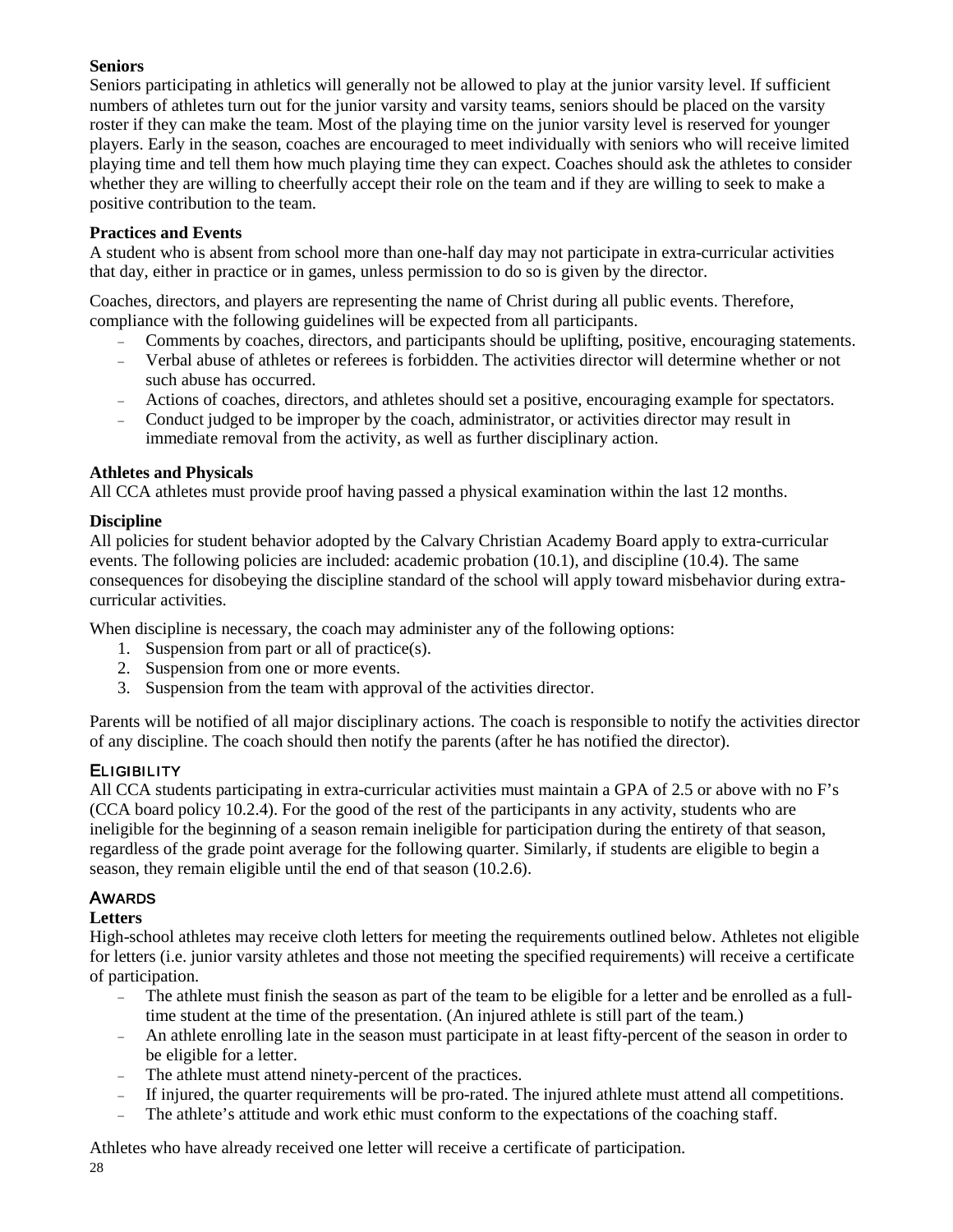### Seniors

Seniors participating in athletics will generally not be allowed to play at the junior varsity level. If sufficient numbers of athletes turn out for the junior varsity and varsity teams, seniors should be placed on the varsity roster if they can make the team. Most of the playing time on the junior varsity level is reserved for younger players. Early in the season, coaches are encouraged to meet individually with seniors who will receive limited playing time and tell them how much playing time they can expect. Coaches should ask the athletes to consider whether they are willing to cheerfully accept their role on the team and if they are willing to seek to make a positive contribution to the team.

### Practices and Events

A student who is absent from school more than one-half day may not participate in extra-curricular activities that day, either in practice or in games, unless permission to do so is given by the director.

Coaches, directors, and players are representing the name of Christ during all public events. Therefore, compliance with the following guidelines will be expected from all participants.

- Comments by coaches, directors, and participants should be uplifting, positive, encouraging statements.
- Verbal abuse of athletes or referees is forbidden. The activities director will determine whether or not such abuse has occurred.
- Actions of coaches, directors, and athletes should set a positive, encouraging example for spectators.
- Conduct judged to be improper by the coach, administrator, or activities director may result in immediate removal from the activity, as well as further disciplinary action.

### Athletes and Physicals

All CCA athletes must provide proof having passed a physical examination within the last 12 months.

### Discipline

All policies for student behavior adopted by the Calvary Christian Academy Board apply to extra-curricular events. The following policies are included: academic probation (10.1), and discipline (10.4). The same consequences for disobeying the discipline standard of the school will apply toward misbehavior during extra-curricular activities.

When discipline is necessary, the coach may administer any of the following options:

1. Suspension from part or all of practice(s).
2. Suspension from one or more events.
3. Suspension from the team with approval of the activities director.

Parents will be notified of all major disciplinary actions. The coach is responsible to notify the activities director of any discipline. The coach should then notify the parents (after he has notified the director).

## Eligibility

All CCA students participating in extra-curricular activities must maintain a GPA of 2.5 or above with no F's (CCA board policy 10.2.4). For the good of the rest of the participants in any activity, students who are ineligible for the beginning of a season remain ineligible for participation during the entirety of that season, regardless of the grade point average for the following quarter. Similarly, if students are eligible to begin a season, they remain eligible until the end of that season (10.2.6).

## Awards

### Letters

High-school athletes may receive cloth letters for meeting the requirements outlined below. Athletes not eligible for letters (i.e. junior varsity athletes and those not meeting the specified requirements) will receive a certificate of participation.

- The athlete must finish the season as part of the team to be eligible for a letter and be enrolled as a full-time student at the time of the presentation. (An injured athlete is still part of the team.)
- An athlete enrolling late in the season must participate in at least fifty-percent of the season in order to be eligible for a letter.
- The athlete must attend ninety-percent of the practices.
- If injured, the quarter requirements will be pro-rated. The injured athlete must attend all competitions.
- The athlete's attitude and work ethic must conform to the expectations of the coaching staff.

Athletes who have already received one letter will receive a certificate of participation.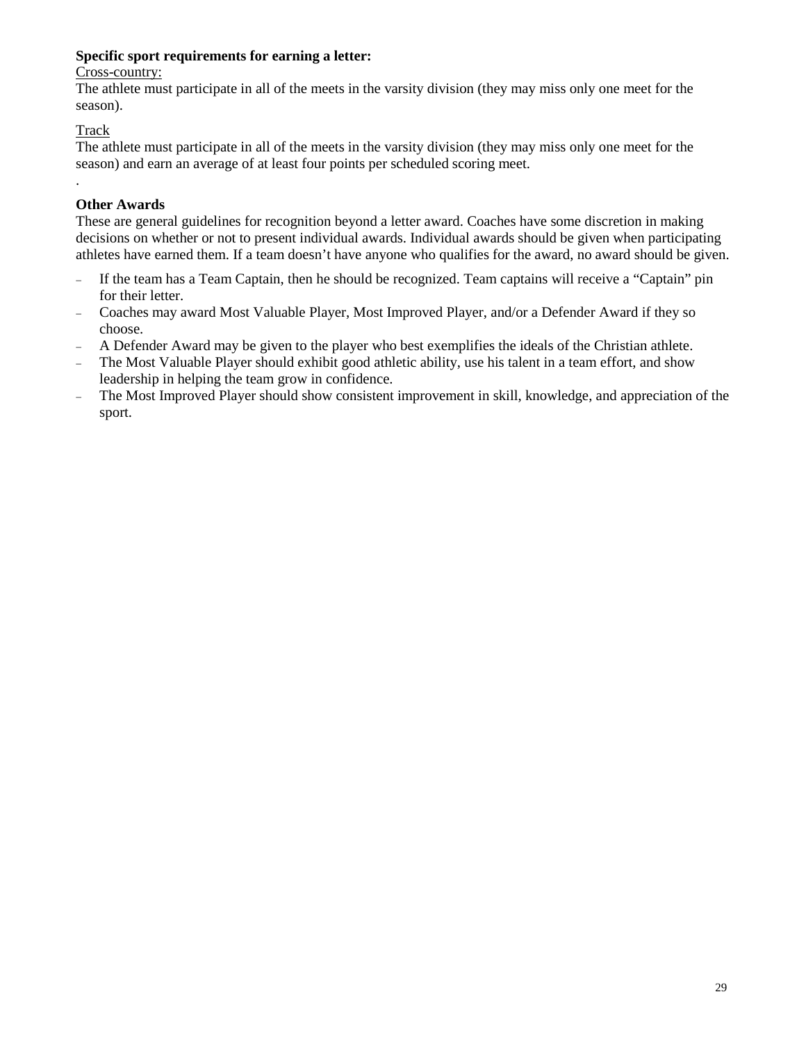**Specific sport requirements for earning a letter:**

Cross-country:

The athlete must participate in all of the meets in the varsity division (they may miss only one meet for the season).

Track

The athlete must participate in all of the meets in the varsity division (they may miss only one meet for the season) and earn an average of at least four points per scheduled scoring meet.

.

**Other Awards**

These are general guidelines for recognition beyond a letter award. Coaches have some discretion in making decisions on whether or not to present individual awards. Individual awards should be given when participating athletes have earned them. If a team doesn't have anyone who qualifies for the award, no award should be given.

- If the team has a Team Captain, then he should be recognized. Team captains will receive a "Captain" pin for their letter.
- Coaches may award Most Valuable Player, Most Improved Player, and/or a Defender Award if they so choose.
- A Defender Award may be given to the player who best exemplifies the ideals of the Christian athlete.
- The Most Valuable Player should exhibit good athletic ability, use his talent in a team effort, and show leadership in helping the team grow in confidence.
- The Most Improved Player should show consistent improvement in skill, knowledge, and appreciation of the sport.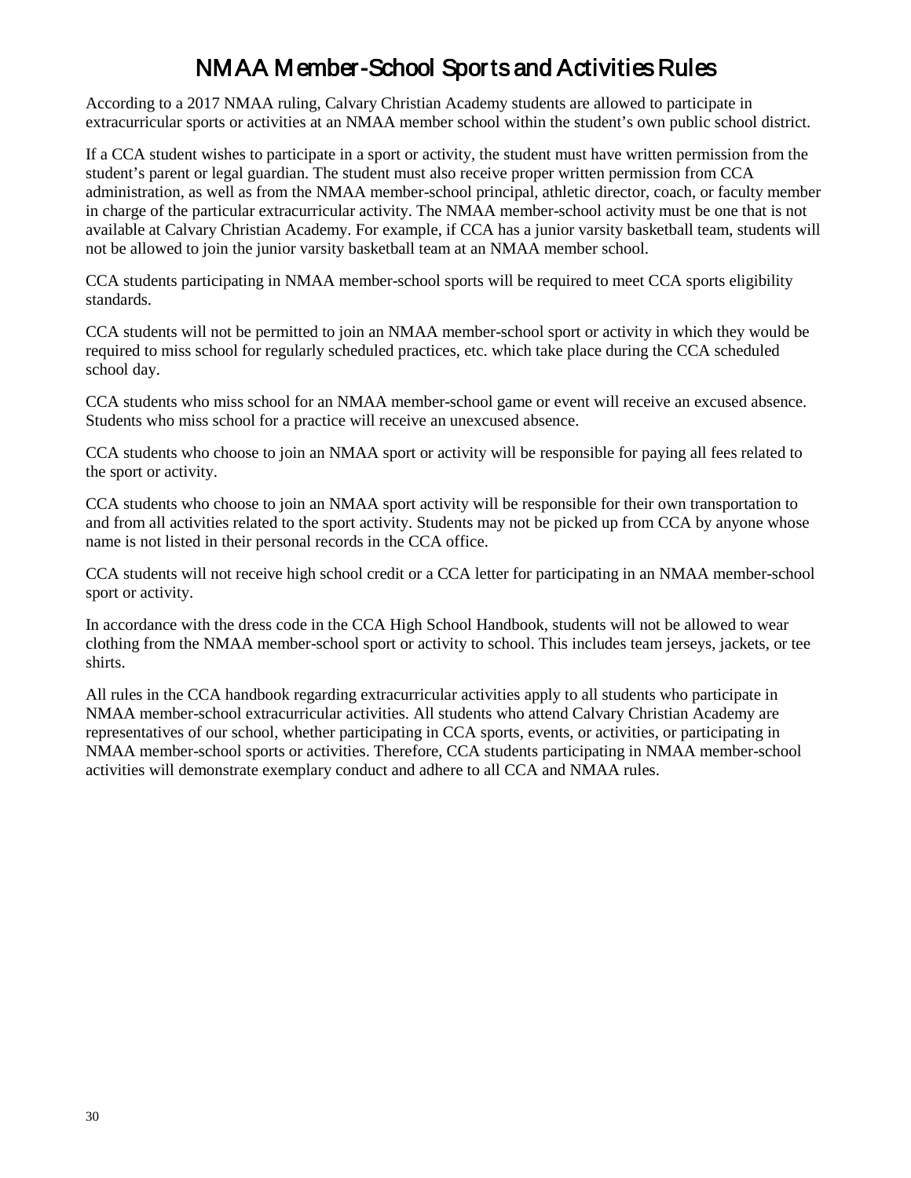# NMAA Member-School Sports and Activities Rules

According to a 2017 NMAA ruling, Calvary Christian Academy students are allowed to participate in extracurricular sports or activities at an NMAA member school within the student's own public school district.

If a CCA student wishes to participate in a sport or activity, the student must have written permission from the student's parent or legal guardian. The student must also receive proper written permission from CCA administration, as well as from the NMAA member-school principal, athletic director, coach, or faculty member in charge of the particular extracurricular activity. The NMAA member-school activity must be one that is not available at Calvary Christian Academy. For example, if CCA has a junior varsity basketball team, students will not be allowed to join the junior varsity basketball team at an NMAA member school.

CCA students participating in NMAA member-school sports will be required to meet CCA sports eligibility standards.

CCA students will not be permitted to join an NMAA member-school sport or activity in which they would be required to miss school for regularly scheduled practices, etc. which take place during the CCA scheduled school day.

CCA students who miss school for an NMAA member-school game or event will receive an excused absence. Students who miss school for a practice will receive an unexcused absence.

CCA students who choose to join an NMAA sport or activity will be responsible for paying all fees related to the sport or activity.

CCA students who choose to join an NMAA sport activity will be responsible for their own transportation to and from all activities related to the sport activity. Students may not be picked up from CCA by anyone whose name is not listed in their personal records in the CCA office.

CCA students will not receive high school credit or a CCA letter for participating in an NMAA member-school sport or activity.

In accordance with the dress code in the CCA High School Handbook, students will not be allowed to wear clothing from the NMAA member-school sport or activity to school. This includes team jerseys, jackets, or tee shirts.

All rules in the CCA handbook regarding extracurricular activities apply to all students who participate in NMAA member-school extracurricular activities. All students who attend Calvary Christian Academy are representatives of our school, whether participating in CCA sports, events, or activities, or participating in NMAA member-school sports or activities. Therefore, CCA students participating in NMAA member-school activities will demonstrate exemplary conduct and adhere to all CCA and NMAA rules.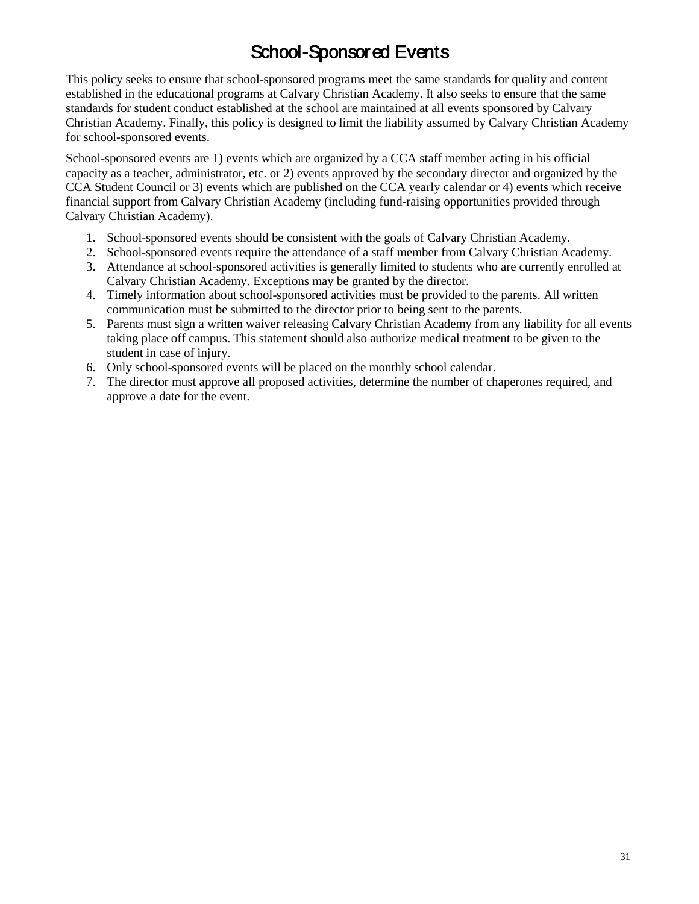# School-Sponsored Events

This policy seeks to ensure that school-sponsored programs meet the same standards for quality and content established in the educational programs at Calvary Christian Academy. It also seeks to ensure that the same standards for student conduct established at the school are maintained at all events sponsored by Calvary Christian Academy. Finally, this policy is designed to limit the liability assumed by Calvary Christian Academy for school-sponsored events.

School-sponsored events are 1) events which are organized by a CCA staff member acting in his official capacity as a teacher, administrator, etc. or 2) events approved by the secondary director and organized by the CCA Student Council or 3) events which are published on the CCA yearly calendar or 4) events which receive financial support from Calvary Christian Academy (including fund-raising opportunities provided through Calvary Christian Academy).

1. School-sponsored events should be consistent with the goals of Calvary Christian Academy.
2. School-sponsored events require the attendance of a staff member from Calvary Christian Academy.
3. Attendance at school-sponsored activities is generally limited to students who are currently enrolled at Calvary Christian Academy. Exceptions may be granted by the director.
4. Timely information about school-sponsored activities must be provided to the parents. All written communication must be submitted to the director prior to being sent to the parents.
5. Parents must sign a written waiver releasing Calvary Christian Academy from any liability for all events taking place off campus. This statement should also authorize medical treatment to be given to the student in case of injury.
6. Only school-sponsored events will be placed on the monthly school calendar.
7. The director must approve all proposed activities, determine the number of chaperones required, and approve a date for the event.